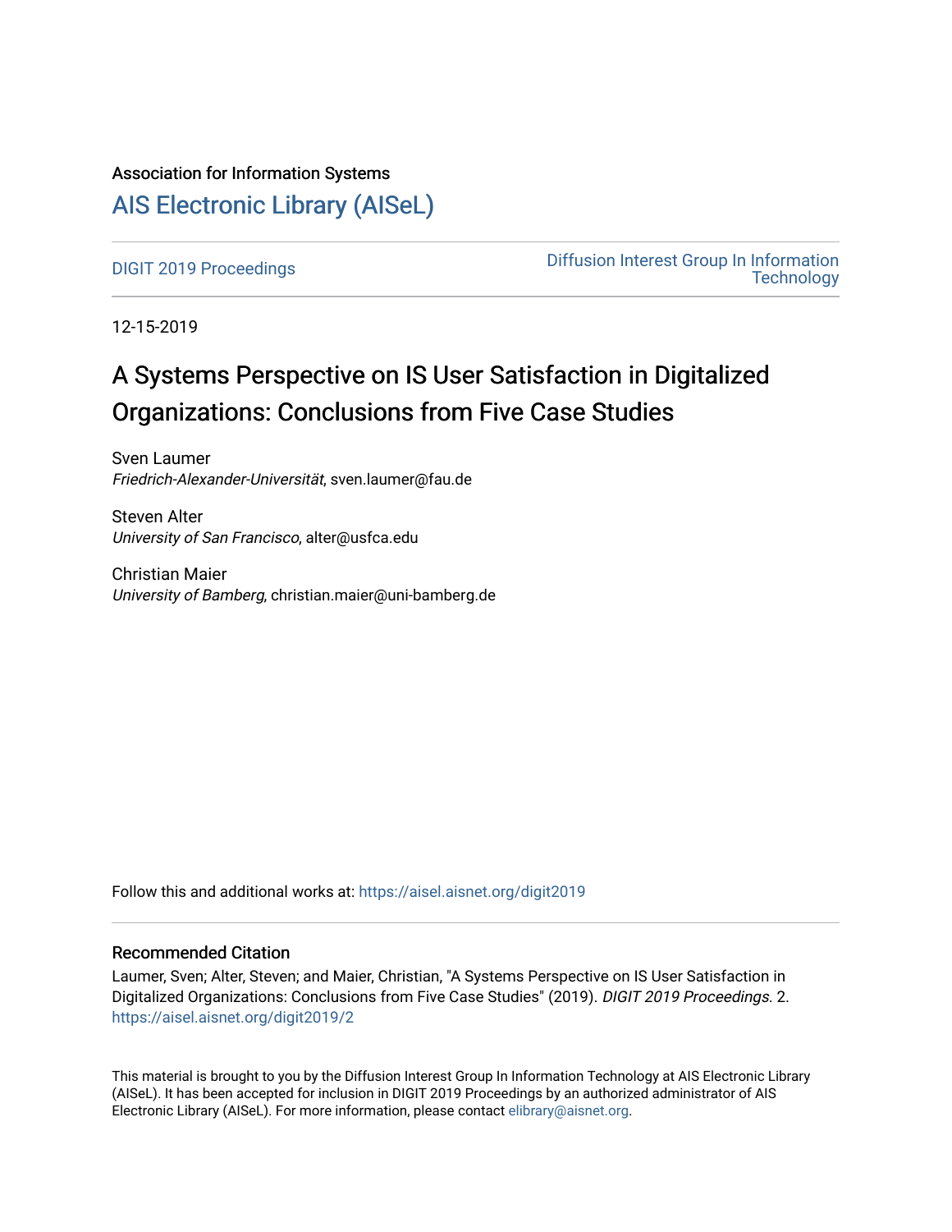Association for Information Systems

# AIS Electronic Library (AISeL)

DIGIT 2019 Proceedings

Diffusion Interest Group In Information Technology

12-15-2019

# A Systems Perspective on IS User Satisfaction in Digitalized Organizations: Conclusions from Five Case Studies

Sven Laumer
*Friedrich-Alexander-Universität*, sven.laumer@fau.de

Steven Alter
*University of San Francisco*, alter@usfca.edu

Christian Maier
*University of Bamberg*, christian.maier@uni-bamberg.de

Follow this and additional works at: https://aisel.aisnet.org/digit2019

## Recommended Citation

Laumer, Sven; Alter, Steven; and Maier, Christian, "A Systems Perspective on IS User Satisfaction in Digitalized Organizations: Conclusions from Five Case Studies" (2019). *DIGIT 2019 Proceedings*. 2.
https://aisel.aisnet.org/digit2019/2

This material is brought to you by the Diffusion Interest Group In Information Technology at AIS Electronic Library (AISeL). It has been accepted for inclusion in DIGIT 2019 Proceedings by an authorized administrator of AIS Electronic Library (AISeL). For more information, please contact elibrary@aisnet.org.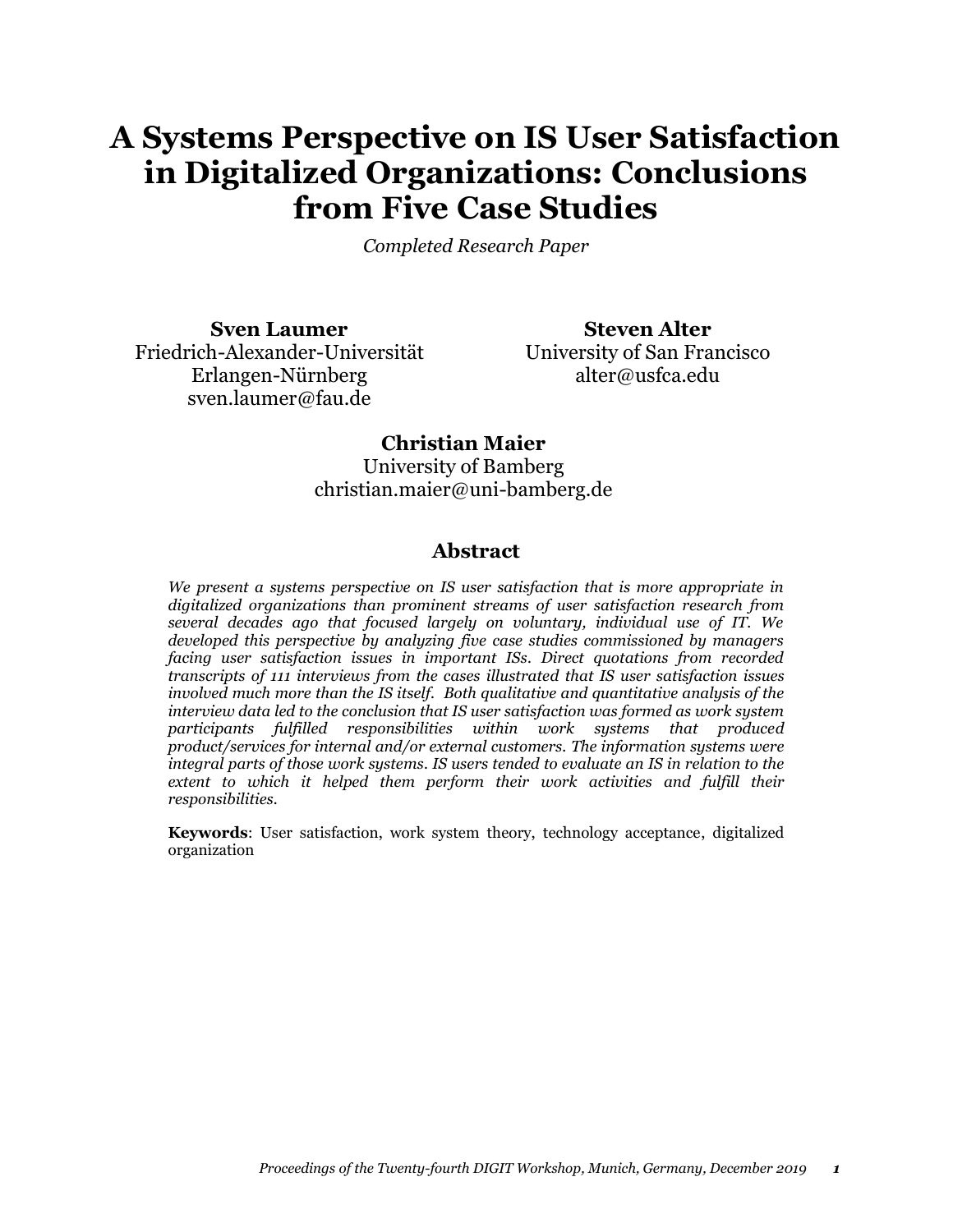# A Systems Perspective on IS User Satisfaction in Digitalized Organizations: Conclusions from Five Case Studies

*Completed Research Paper*

**Sven Laumer**
Friedrich-Alexander-Universität Erlangen-Nürnberg
sven.laumer@fau.de

**Steven Alter**
University of San Francisco
alter@usfca.edu

**Christian Maier**
University of Bamberg
christian.maier@uni-bamberg.de

## Abstract

*We present a systems perspective on IS user satisfaction that is more appropriate in digitalized organizations than prominent streams of user satisfaction research from several decades ago that focused largely on voluntary, individual use of IT. We developed this perspective by analyzing five case studies commissioned by managers facing user satisfaction issues in important ISs. Direct quotations from recorded transcripts of 111 interviews from the cases illustrated that IS user satisfaction issues involved much more than the IS itself. Both qualitative and quantitative analysis of the interview data led to the conclusion that IS user satisfaction was formed as work system participants fulfilled responsibilities within work systems that produced product/services for internal and/or external customers. The information systems were integral parts of those work systems. IS users tended to evaluate an IS in relation to the extent to which it helped them perform their work activities and fulfill their responsibilities.*

**Keywords**: User satisfaction, work system theory, technology acceptance, digitalized organization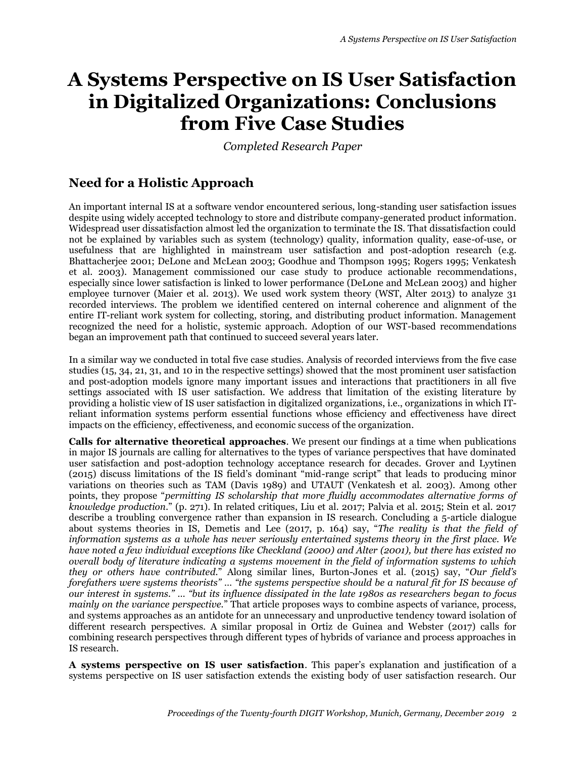# A Systems Perspective on IS User Satisfaction in Digitalized Organizations: Conclusions from Five Case Studies

*Completed Research Paper*

## Need for a Holistic Approach

An important internal IS at a software vendor encountered serious, long-standing user satisfaction issues despite using widely accepted technology to store and distribute company-generated product information. Widespread user dissatisfaction almost led the organization to terminate the IS. That dissatisfaction could not be explained by variables such as system (technology) quality, information quality, ease-of-use, or usefulness that are highlighted in mainstream user satisfaction and post-adoption research (e.g. Bhattacherjee 2001; DeLone and McLean 2003; Goodhue and Thompson 1995; Rogers 1995; Venkatesh et al. 2003). Management commissioned our case study to produce actionable recommendations, especially since lower satisfaction is linked to lower performance (DeLone and McLean 2003) and higher employee turnover (Maier et al. 2013). We used work system theory (WST, Alter 2013) to analyze 31 recorded interviews. The problem we identified centered on internal coherence and alignment of the entire IT-reliant work system for collecting, storing, and distributing product information. Management recognized the need for a holistic, systemic approach. Adoption of our WST-based recommendations began an improvement path that continued to succeed several years later.

In a similar way we conducted in total five case studies. Analysis of recorded interviews from the five case studies (15, 34, 21, 31, and 10 in the respective settings) showed that the most prominent user satisfaction and post-adoption models ignore many important issues and interactions that practitioners in all five settings associated with IS user satisfaction. We address that limitation of the existing literature by providing a holistic view of IS user satisfaction in digitalized organizations, i.e., organizations in which IT-reliant information systems perform essential functions whose efficiency and effectiveness have direct impacts on the efficiency, effectiveness, and economic success of the organization.

**Calls for alternative theoretical approaches**. We present our findings at a time when publications in major IS journals are calling for alternatives to the types of variance perspectives that have dominated user satisfaction and post-adoption technology acceptance research for decades. Grover and Lyytinen (2015) discuss limitations of the IS field's dominant "mid-range script" that leads to producing minor variations on theories such as TAM (Davis 1989) and UTAUT (Venkatesh et al. 2003). Among other points, they propose "*permitting IS scholarship that more fluidly accommodates alternative forms of knowledge production*." (p. 271). In related critiques, Liu et al. 2017; Palvia et al. 2015; Stein et al. 2017 describe a troubling convergence rather than expansion in IS research. Concluding a 5-article dialogue about systems theories in IS, Demetis and Lee (2017, p. 164) say, "*The reality is that the field of information systems as a whole has never seriously entertained systems theory in the first place. We have noted a few individual exceptions like Checkland (2000) and Alter (2001), but there has existed no overall body of literature indicating a systems movement in the field of information systems to which they or others have contributed.*" Along similar lines, Burton-Jones et al. (2015) say, "*Our field's forefathers were systems theorists" ... "the systems perspective should be a natural fit for IS because of our interest in systems." ... "but its influence dissipated in the late 1980s as researchers began to focus mainly on the variance perspective.*" That article proposes ways to combine aspects of variance, process, and systems approaches as an antidote for an unnecessary and unproductive tendency toward isolation of different research perspectives. A similar proposal in Ortiz de Guinea and Webster (2017) calls for combining research perspectives through different types of hybrids of variance and process approaches in IS research.

**A systems perspective on IS user satisfaction**. This paper's explanation and justification of a systems perspective on IS user satisfaction extends the existing body of user satisfaction research. Our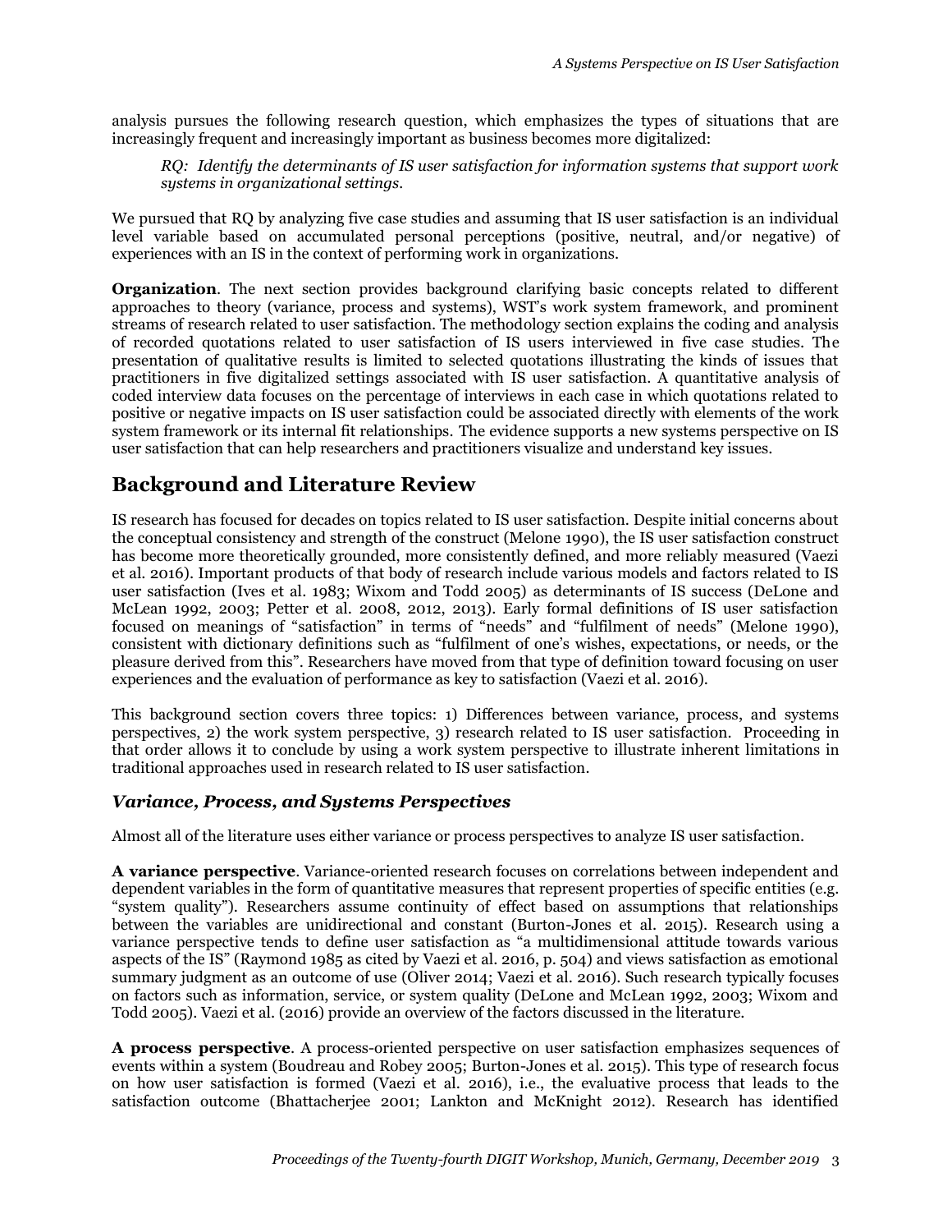analysis pursues the following research question, which emphasizes the types of situations that are increasingly frequent and increasingly important as business becomes more digitalized:

> *RQ: Identify the determinants of IS user satisfaction for information systems that support work systems in organizational settings.*

We pursued that RQ by analyzing five case studies and assuming that IS user satisfaction is an individual level variable based on accumulated personal perceptions (positive, neutral, and/or negative) of experiences with an IS in the context of performing work in organizations.

**Organization**. The next section provides background clarifying basic concepts related to different approaches to theory (variance, process and systems), WST's work system framework, and prominent streams of research related to user satisfaction. The methodology section explains the coding and analysis of recorded quotations related to user satisfaction of IS users interviewed in five case studies. The presentation of qualitative results is limited to selected quotations illustrating the kinds of issues that practitioners in five digitalized settings associated with IS user satisfaction. A quantitative analysis of coded interview data focuses on the percentage of interviews in each case in which quotations related to positive or negative impacts on IS user satisfaction could be associated directly with elements of the work system framework or its internal fit relationships. The evidence supports a new systems perspective on IS user satisfaction that can help researchers and practitioners visualize and understand key issues.

## Background and Literature Review

IS research has focused for decades on topics related to IS user satisfaction. Despite initial concerns about the conceptual consistency and strength of the construct (Melone 1990), the IS user satisfaction construct has become more theoretically grounded, more consistently defined, and more reliably measured (Vaezi et al. 2016). Important products of that body of research include various models and factors related to IS user satisfaction (Ives et al. 1983; Wixom and Todd 2005) as determinants of IS success (DeLone and McLean 1992, 2003; Petter et al. 2008, 2012, 2013). Early formal definitions of IS user satisfaction focused on meanings of "satisfaction" in terms of "needs" and "fulfilment of needs" (Melone 1990), consistent with dictionary definitions such as "fulfilment of one's wishes, expectations, or needs, or the pleasure derived from this". Researchers have moved from that type of definition toward focusing on user experiences and the evaluation of performance as key to satisfaction (Vaezi et al. 2016).

This background section covers three topics: 1) Differences between variance, process, and systems perspectives, 2) the work system perspective, 3) research related to IS user satisfaction. Proceeding in that order allows it to conclude by using a work system perspective to illustrate inherent limitations in traditional approaches used in research related to IS user satisfaction.

### *Variance, Process, and Systems Perspectives*

Almost all of the literature uses either variance or process perspectives to analyze IS user satisfaction.

**A variance perspective**. Variance-oriented research focuses on correlations between independent and dependent variables in the form of quantitative measures that represent properties of specific entities (e.g. "system quality"). Researchers assume continuity of effect based on assumptions that relationships between the variables are unidirectional and constant (Burton-Jones et al. 2015). Research using a variance perspective tends to define user satisfaction as "a multidimensional attitude towards various aspects of the IS" (Raymond 1985 as cited by Vaezi et al. 2016, p. 504) and views satisfaction as emotional summary judgment as an outcome of use (Oliver 2014; Vaezi et al. 2016). Such research typically focuses on factors such as information, service, or system quality (DeLone and McLean 1992, 2003; Wixom and Todd 2005). Vaezi et al. (2016) provide an overview of the factors discussed in the literature.

**A process perspective**. A process-oriented perspective on user satisfaction emphasizes sequences of events within a system (Boudreau and Robey 2005; Burton-Jones et al. 2015). This type of research focus on how user satisfaction is formed (Vaezi et al. 2016), i.e., the evaluative process that leads to the satisfaction outcome (Bhattacherjee 2001; Lankton and McKnight 2012). Research has identified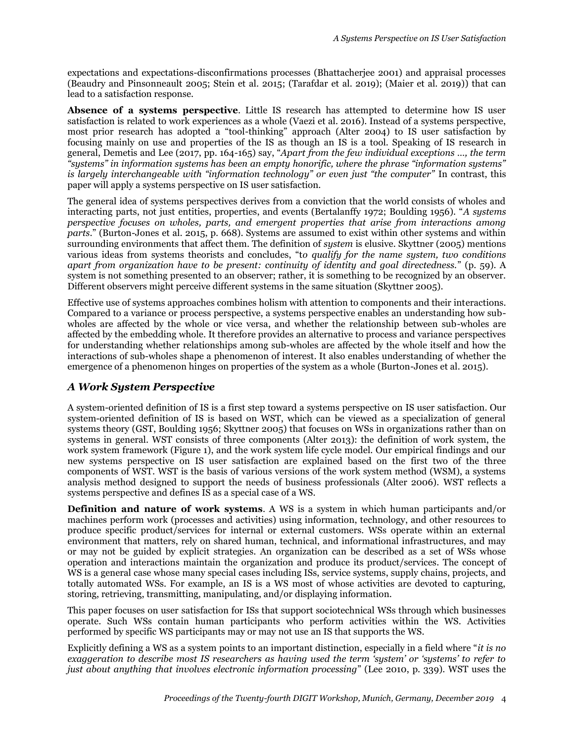expectations and expectations-disconfirmations processes (Bhattacherjee 2001) and appraisal processes (Beaudry and Pinsonneault 2005; Stein et al. 2015; (Tarafdar et al. 2019); (Maier et al. 2019)) that can lead to a satisfaction response.

**Absence of a systems perspective**. Little IS research has attempted to determine how IS user satisfaction is related to work experiences as a whole (Vaezi et al. 2016). Instead of a systems perspective, most prior research has adopted a "tool-thinking" approach (Alter 2004) to IS user satisfaction by focusing mainly on use and properties of the IS as though an IS is a tool. Speaking of IS research in general, Demetis and Lee (2017, pp. 164-165) say, "*Apart from the few individual exceptions …, the term "systems" in information systems has been an empty honorific, where the phrase "information systems" is largely interchangeable with "information technology" or even just "the computer"* In contrast, this paper will apply a systems perspective on IS user satisfaction.

The general idea of systems perspectives derives from a conviction that the world consists of wholes and interacting parts, not just entities, properties, and events (Bertalanffy 1972; Boulding 1956). "*A systems perspective focuses on wholes, parts, and emergent properties that arise from interactions among parts.*" (Burton-Jones et al. 2015, p. 668). Systems are assumed to exist within other systems and within surrounding environments that affect them. The definition of *system* is elusive. Skyttner (2005) mentions various ideas from systems theorists and concludes, "t*o qualify for the name system, two conditions apart from organization have to be present: continuity of identity and goal directedness.*" (p. 59). A system is not something presented to an observer; rather, it is something to be recognized by an observer. Different observers might perceive different systems in the same situation (Skyttner 2005).

Effective use of systems approaches combines holism with attention to components and their interactions. Compared to a variance or process perspective, a systems perspective enables an understanding how sub-wholes are affected by the whole or vice versa, and whether the relationship between sub-wholes are affected by the embedding whole. It therefore provides an alternative to process and variance perspectives for understanding whether relationships among sub-wholes are affected by the whole itself and how the interactions of sub-wholes shape a phenomenon of interest. It also enables understanding of whether the emergence of a phenomenon hinges on properties of the system as a whole (Burton-Jones et al. 2015).

## *A Work System Perspective*

A system-oriented definition of IS is a first step toward a systems perspective on IS user satisfaction. Our system-oriented definition of IS is based on WST, which can be viewed as a specialization of general systems theory (GST, Boulding 1956; Skyttner 2005) that focuses on WSs in organizations rather than on systems in general. WST consists of three components (Alter 2013): the definition of work system, the work system framework (Figure 1), and the work system life cycle model. Our empirical findings and our new systems perspective on IS user satisfaction are explained based on the first two of the three components of WST. WST is the basis of various versions of the work system method (WSM), a systems analysis method designed to support the needs of business professionals (Alter 2006). WST reflects a systems perspective and defines IS as a special case of a WS.

**Definition and nature of work systems**. A WS is a system in which human participants and/or machines perform work (processes and activities) using information, technology, and other resources to produce specific product/services for internal or external customers. WSs operate within an external environment that matters, rely on shared human, technical, and informational infrastructures, and may or may not be guided by explicit strategies. An organization can be described as a set of WSs whose operation and interactions maintain the organization and produce its product/services. The concept of WS is a general case whose many special cases including ISs, service systems, supply chains, projects, and totally automated WSs. For example, an IS is a WS most of whose activities are devoted to capturing, storing, retrieving, transmitting, manipulating, and/or displaying information.

This paper focuses on user satisfaction for ISs that support sociotechnical WSs through which businesses operate. Such WSs contain human participants who perform activities within the WS. Activities performed by specific WS participants may or may not use an IS that supports the WS.

Explicitly defining a WS as a system points to an important distinction, especially in a field where "*it is no exaggeration to describe most IS researchers as having used the term 'system' or 'systems' to refer to just about anything that involves electronic information processing*" (Lee 2010, p. 339). WST uses the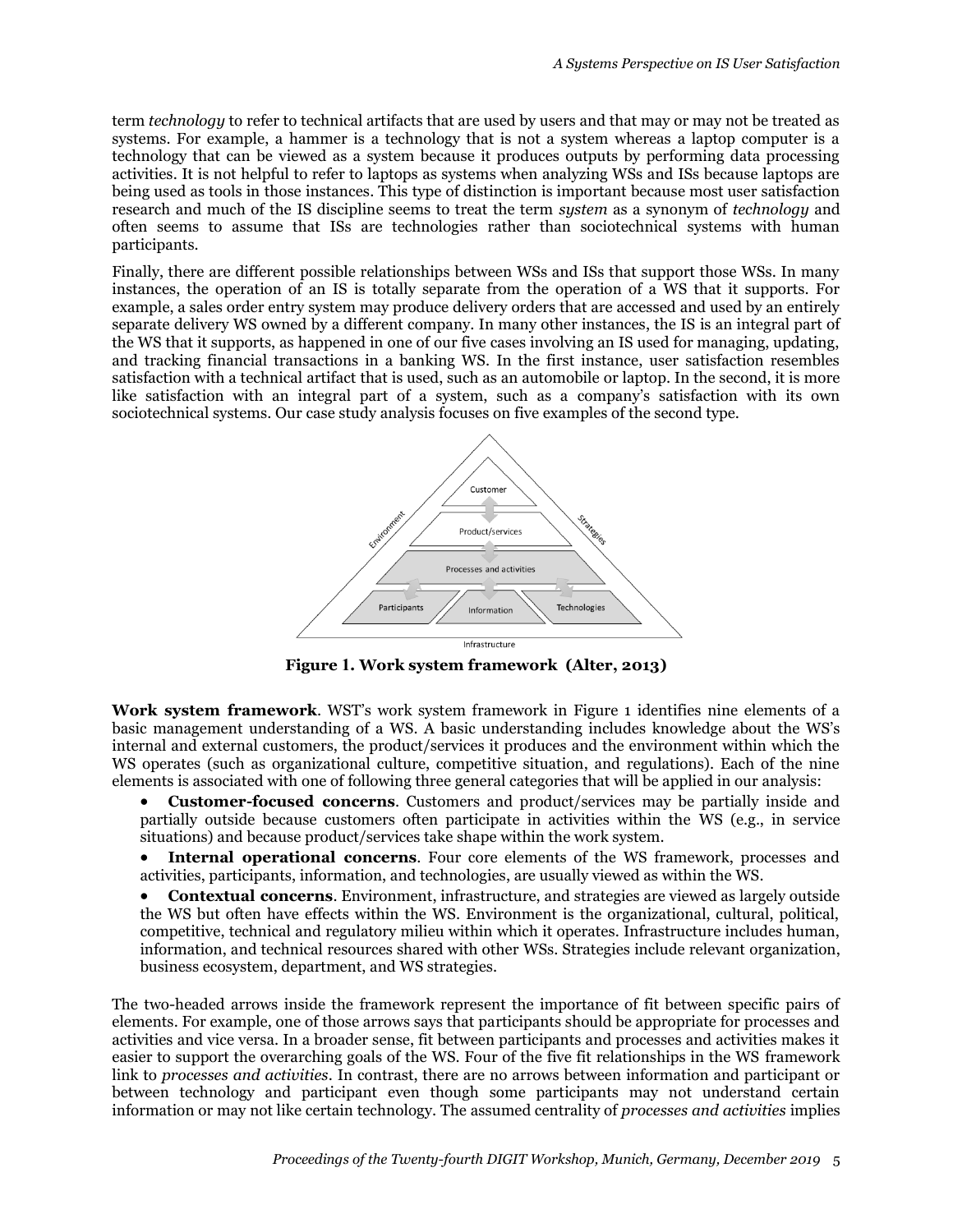term *technology* to refer to technical artifacts that are used by users and that may or may not be treated as systems. For example, a hammer is a technology that is not a system whereas a laptop computer is a technology that can be viewed as a system because it produces outputs by performing data processing activities. It is not helpful to refer to laptops as systems when analyzing WSs and ISs because laptops are being used as tools in those instances. This type of distinction is important because most user satisfaction research and much of the IS discipline seems to treat the term *system* as a synonym of *technology* and often seems to assume that ISs are technologies rather than sociotechnical systems with human participants.

Finally, there are different possible relationships between WSs and ISs that support those WSs. In many instances, the operation of an IS is totally separate from the operation of a WS that it supports. For example, a sales order entry system may produce delivery orders that are accessed and used by an entirely separate delivery WS owned by a different company. In many other instances, the IS is an integral part of the WS that it supports, as happened in one of our five cases involving an IS used for managing, updating, and tracking financial transactions in a banking WS. In the first instance, user satisfaction resembles satisfaction with a technical artifact that is used, such as an automobile or laptop. In the second, it is more like satisfaction with an integral part of a system, such as a company's satisfaction with its own sociotechnical systems. Our case study analysis focuses on five examples of the second type.

**Figure 1. Work system framework (Alter, 2013)**

**Work system framework**. WST's work system framework in Figure 1 identifies nine elements of a basic management understanding of a WS. A basic understanding includes knowledge about the WS's internal and external customers, the product/services it produces and the environment within which the WS operates (such as organizational culture, competitive situation, and regulations). Each of the nine elements is associated with one of following three general categories that will be applied in our analysis:

- **Customer-focused concerns**. Customers and product/services may be partially inside and partially outside because customers often participate in activities within the WS (e.g., in service situations) and because product/services take shape within the work system.
- **Internal operational concerns**. Four core elements of the WS framework, processes and activities, participants, information, and technologies, are usually viewed as within the WS.
- **Contextual concerns**. Environment, infrastructure, and strategies are viewed as largely outside the WS but often have effects within the WS. Environment is the organizational, cultural, political, competitive, technical and regulatory milieu within which it operates. Infrastructure includes human, information, and technical resources shared with other WSs. Strategies include relevant organization, business ecosystem, department, and WS strategies.

The two-headed arrows inside the framework represent the importance of fit between specific pairs of elements. For example, one of those arrows says that participants should be appropriate for processes and activities and vice versa. In a broader sense, fit between participants and processes and activities makes it easier to support the overarching goals of the WS. Four of the five fit relationships in the WS framework link to *processes and activities*. In contrast, there are no arrows between information and participant or between technology and participant even though some participants may not understand certain information or may not like certain technology. The assumed centrality of *processes and activities* implies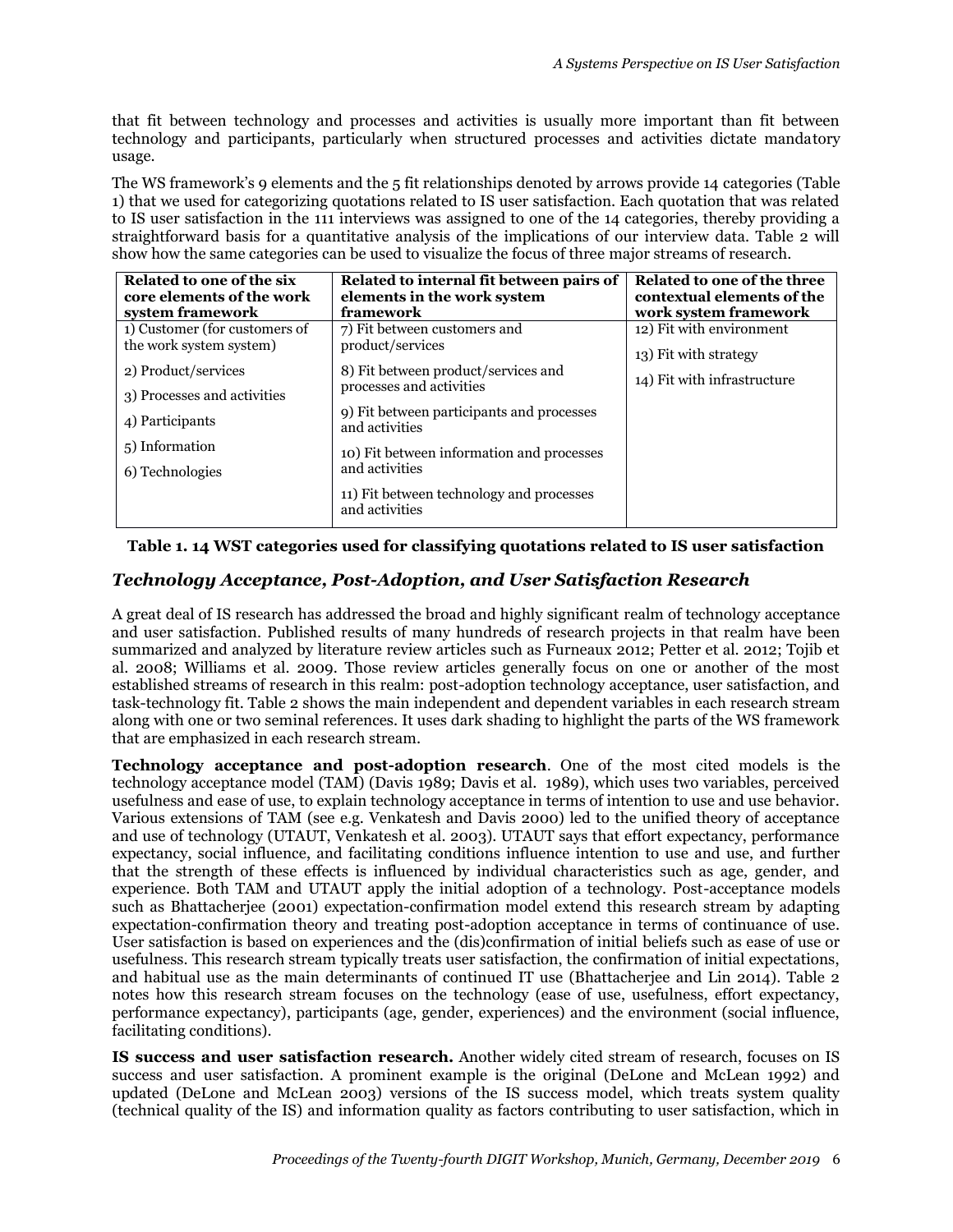that fit between technology and processes and activities is usually more important than fit between technology and participants, particularly when structured processes and activities dictate mandatory usage.

The WS framework's 9 elements and the 5 fit relationships denoted by arrows provide 14 categories (Table 1) that we used for categorizing quotations related to IS user satisfaction. Each quotation that was related to IS user satisfaction in the 111 interviews was assigned to one of the 14 categories, thereby providing a straightforward basis for a quantitative analysis of the implications of our interview data. Table 2 will show how the same categories can be used to visualize the focus of three major streams of research.

| Related to one of the six core elements of the work system framework | Related to internal fit between pairs of elements in the work system framework | Related to one of the three contextual elements of the work system framework |
|---|---|---|
| 1) Customer (for customers of the work system system) | 7) Fit between customers and product/services | 12) Fit with environment |
| 2) Product/services | 8) Fit between product/services and processes and activities | 13) Fit with strategy |
| 3) Processes and activities | 9) Fit between participants and processes and activities | 14) Fit with infrastructure |
| 4) Participants | 10) Fit between information and processes and activities | |
| 5) Information | 11) Fit between technology and processes and activities | |
| 6) Technologies | | |

**Table 1. 14 WST categories used for classifying quotations related to IS user satisfaction**

## *Technology Acceptance, Post-Adoption, and User Satisfaction Research*

A great deal of IS research has addressed the broad and highly significant realm of technology acceptance and user satisfaction. Published results of many hundreds of research projects in that realm have been summarized and analyzed by literature review articles such as Furneaux 2012; Petter et al. 2012; Tojib et al. 2008; Williams et al. 2009. Those review articles generally focus on one or another of the most established streams of research in this realm: post-adoption technology acceptance, user satisfaction, and task-technology fit. Table 2 shows the main independent and dependent variables in each research stream along with one or two seminal references. It uses dark shading to highlight the parts of the WS framework that are emphasized in each research stream.

**Technology acceptance and post-adoption research**. One of the most cited models is the technology acceptance model (TAM) (Davis 1989; Davis et al. 1989), which uses two variables, perceived usefulness and ease of use, to explain technology acceptance in terms of intention to use and use behavior. Various extensions of TAM (see e.g. Venkatesh and Davis 2000) led to the unified theory of acceptance and use of technology (UTAUT, Venkatesh et al. 2003). UTAUT says that effort expectancy, performance expectancy, social influence, and facilitating conditions influence intention to use and use, and further that the strength of these effects is influenced by individual characteristics such as age, gender, and experience. Both TAM and UTAUT apply the initial adoption of a technology. Post-acceptance models such as Bhattacherjee (2001) expectation-confirmation model extend this research stream by adapting expectation-confirmation theory and treating post-adoption acceptance in terms of continuance of use. User satisfaction is based on experiences and the (dis)confirmation of initial beliefs such as ease of use or usefulness. This research stream typically treats user satisfaction, the confirmation of initial expectations, and habitual use as the main determinants of continued IT use (Bhattacherjee and Lin 2014). Table 2 notes how this research stream focuses on the technology (ease of use, usefulness, effort expectancy, performance expectancy), participants (age, gender, experiences) and the environment (social influence, facilitating conditions).

**IS success and user satisfaction research.** Another widely cited stream of research, focuses on IS success and user satisfaction. A prominent example is the original (DeLone and McLean 1992) and updated (DeLone and McLean 2003) versions of the IS success model, which treats system quality (technical quality of the IS) and information quality as factors contributing to user satisfaction, which in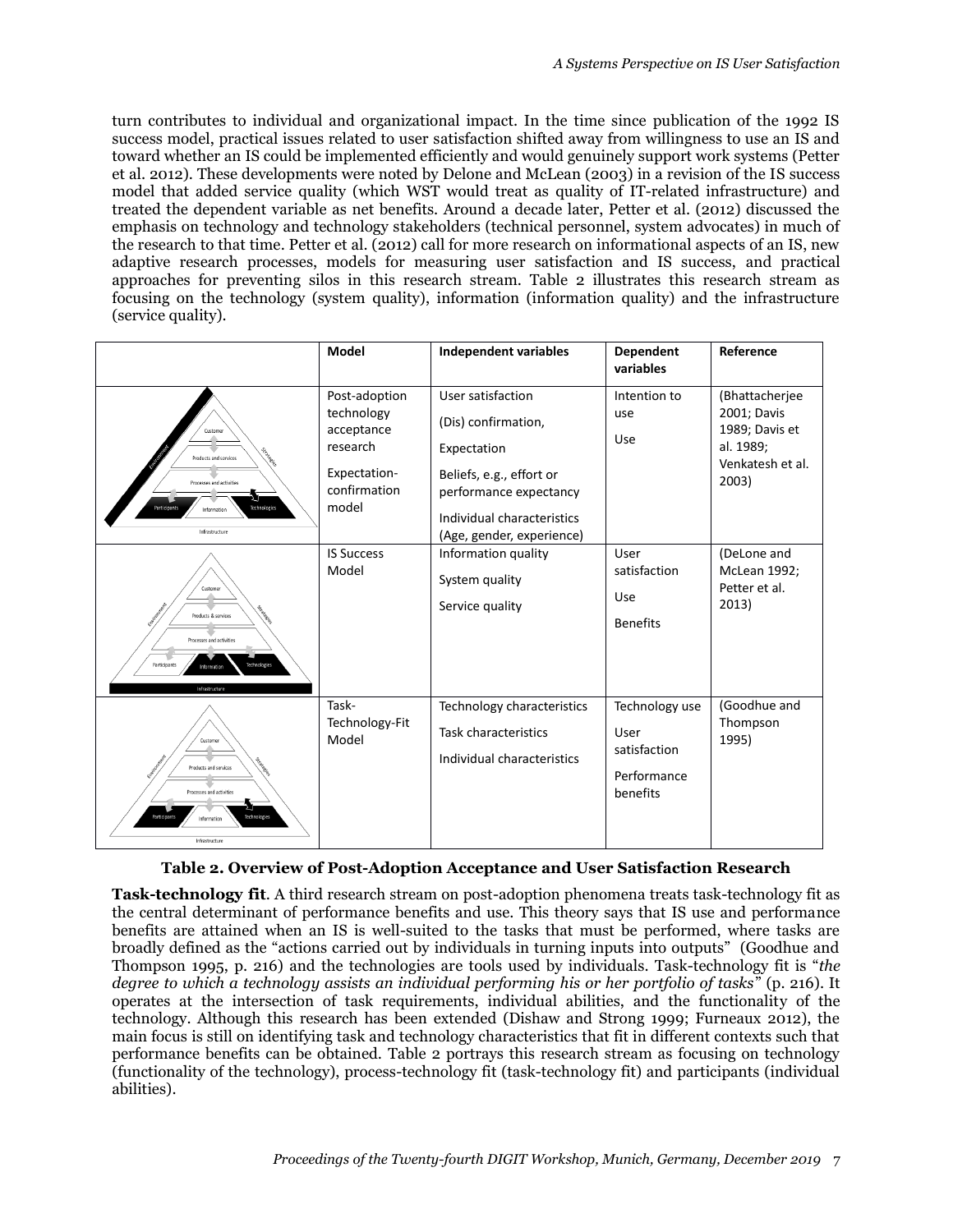turn contributes to individual and organizational impact. In the time since publication of the 1992 IS success model, practical issues related to user satisfaction shifted away from willingness to use an IS and toward whether an IS could be implemented efficiently and would genuinely support work systems (Petter et al. 2012). These developments were noted by Delone and McLean (2003) in a revision of the IS success model that added service quality (which WST would treat as quality of IT-related infrastructure) and treated the dependent variable as net benefits. Around a decade later, Petter et al. (2012) discussed the emphasis on technology and technology stakeholders (technical personnel, system advocates) in much of the research to that time. Petter et al. (2012) call for more research on informational aspects of an IS, new adaptive research processes, models for measuring user satisfaction and IS success, and practical approaches for preventing silos in this research stream. Table 2 illustrates this research stream as focusing on the technology (system quality), information (information quality) and the infrastructure (service quality).

| | Model | Independent variables | Dependent variables | Reference |
|---|---|---|---|---|
| | Post-adoption technology acceptance research<br><br>Expectation-confirmation model | User satisfaction<br><br>(Dis) confirmation,<br><br>Expectation<br><br>Beliefs, e.g., effort or performance expectancy<br><br>Individual characteristics (Age, gender, experience) | Intention to use<br><br>Use | (Bhattacherjee 2001; Davis 1989; Davis et al. 1989; Venkatesh et al. 2003) |
| | IS Success Model | Information quality<br><br>System quality<br><br>Service quality | User satisfaction<br><br>Use<br><br>Benefits | (DeLone and McLean 1992; Petter et al. 2013) |
| | Task-Technology-Fit Model | Technology characteristics<br><br>Task characteristics<br><br>Individual characteristics | Technology use<br><br>User satisfaction<br><br>Performance benefits | (Goodhue and Thompson 1995) |

**Table 2. Overview of Post-Adoption Acceptance and User Satisfaction Research**

**Task-technology fit**. A third research stream on post-adoption phenomena treats task-technology fit as the central determinant of performance benefits and use. This theory says that IS use and performance benefits are attained when an IS is well-suited to the tasks that must be performed, where tasks are broadly defined as the "actions carried out by individuals in turning inputs into outputs" (Goodhue and Thompson 1995, p. 216) and the technologies are tools used by individuals. Task-technology fit is "*the degree to which a technology assists an individual performing his or her portfolio of tasks*" (p. 216). It operates at the intersection of task requirements, individual abilities, and the functionality of the technology. Although this research has been extended (Dishaw and Strong 1999; Furneaux 2012), the main focus is still on identifying task and technology characteristics that fit in different contexts such that performance benefits can be obtained. Table 2 portrays this research stream as focusing on technology (functionality of the technology), process-technology fit (task-technology fit) and participants (individual abilities).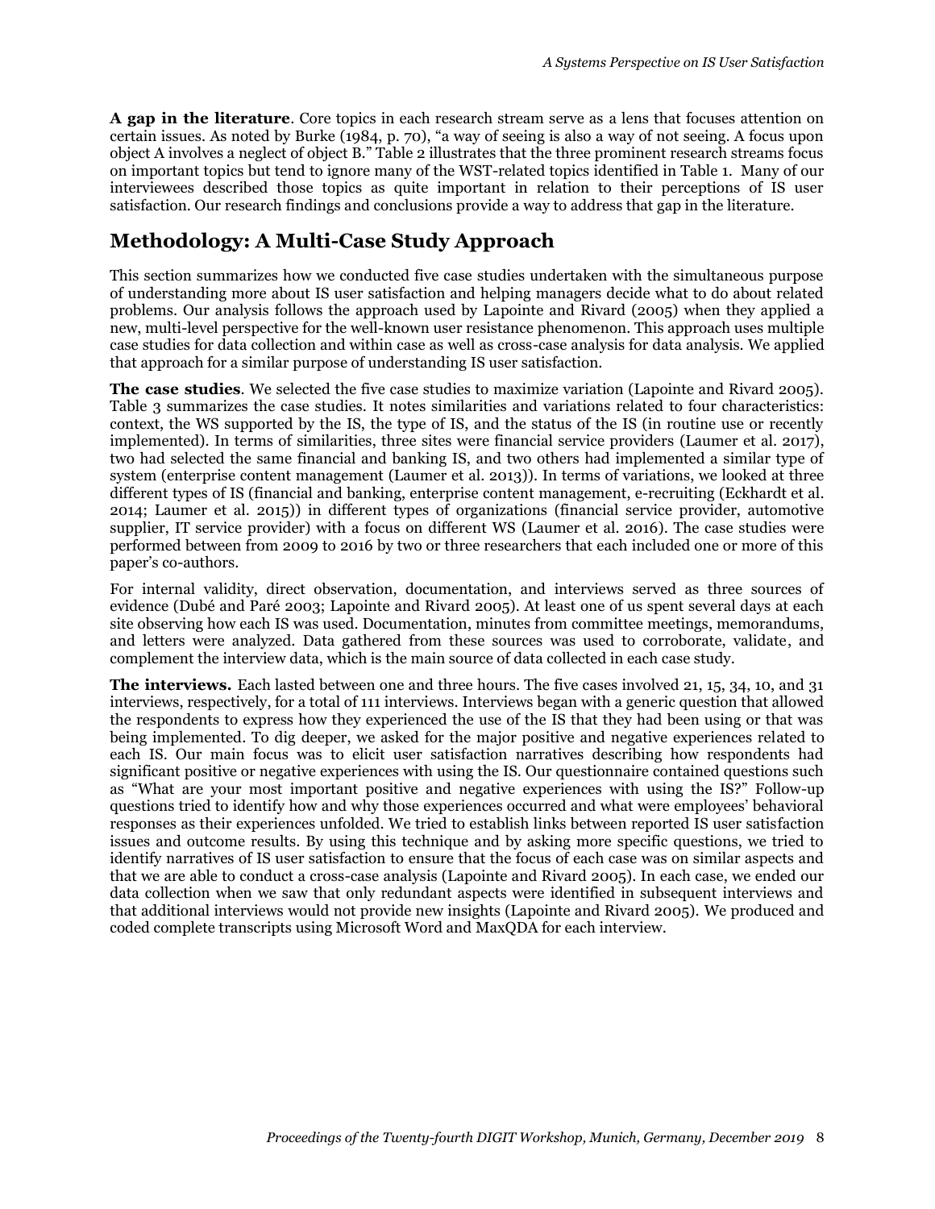**A gap in the literature**. Core topics in each research stream serve as a lens that focuses attention on certain issues. As noted by Burke (1984, p. 70), "a way of seeing is also a way of not seeing. A focus upon object A involves a neglect of object B." Table 2 illustrates that the three prominent research streams focus on important topics but tend to ignore many of the WST-related topics identified in Table 1. Many of our interviewees described those topics as quite important in relation to their perceptions of IS user satisfaction. Our research findings and conclusions provide a way to address that gap in the literature.

## Methodology: A Multi-Case Study Approach

This section summarizes how we conducted five case studies undertaken with the simultaneous purpose of understanding more about IS user satisfaction and helping managers decide what to do about related problems. Our analysis follows the approach used by Lapointe and Rivard (2005) when they applied a new, multi-level perspective for the well-known user resistance phenomenon. This approach uses multiple case studies for data collection and within case as well as cross-case analysis for data analysis. We applied that approach for a similar purpose of understanding IS user satisfaction.

**The case studies**. We selected the five case studies to maximize variation (Lapointe and Rivard 2005). Table 3 summarizes the case studies. It notes similarities and variations related to four characteristics: context, the WS supported by the IS, the type of IS, and the status of the IS (in routine use or recently implemented). In terms of similarities, three sites were financial service providers (Laumer et al. 2017), two had selected the same financial and banking IS, and two others had implemented a similar type of system (enterprise content management (Laumer et al. 2013)). In terms of variations, we looked at three different types of IS (financial and banking, enterprise content management, e-recruiting (Eckhardt et al. 2014; Laumer et al. 2015)) in different types of organizations (financial service provider, automotive supplier, IT service provider) with a focus on different WS (Laumer et al. 2016). The case studies were performed between from 2009 to 2016 by two or three researchers that each included one or more of this paper's co-authors.

For internal validity, direct observation, documentation, and interviews served as three sources of evidence (Dubé and Paré 2003; Lapointe and Rivard 2005). At least one of us spent several days at each site observing how each IS was used. Documentation, minutes from committee meetings, memorandums, and letters were analyzed. Data gathered from these sources was used to corroborate, validate, and complement the interview data, which is the main source of data collected in each case study.

**The interviews.** Each lasted between one and three hours. The five cases involved 21, 15, 34, 10, and 31 interviews, respectively, for a total of 111 interviews. Interviews began with a generic question that allowed the respondents to express how they experienced the use of the IS that they had been using or that was being implemented. To dig deeper, we asked for the major positive and negative experiences related to each IS. Our main focus was to elicit user satisfaction narratives describing how respondents had significant positive or negative experiences with using the IS. Our questionnaire contained questions such as "What are your most important positive and negative experiences with using the IS?" Follow-up questions tried to identify how and why those experiences occurred and what were employees' behavioral responses as their experiences unfolded. We tried to establish links between reported IS user satisfaction issues and outcome results. By using this technique and by asking more specific questions, we tried to identify narratives of IS user satisfaction to ensure that the focus of each case was on similar aspects and that we are able to conduct a cross-case analysis (Lapointe and Rivard 2005). In each case, we ended our data collection when we saw that only redundant aspects were identified in subsequent interviews and that additional interviews would not provide new insights (Lapointe and Rivard 2005). We produced and coded complete transcripts using Microsoft Word and MaxQDA for each interview.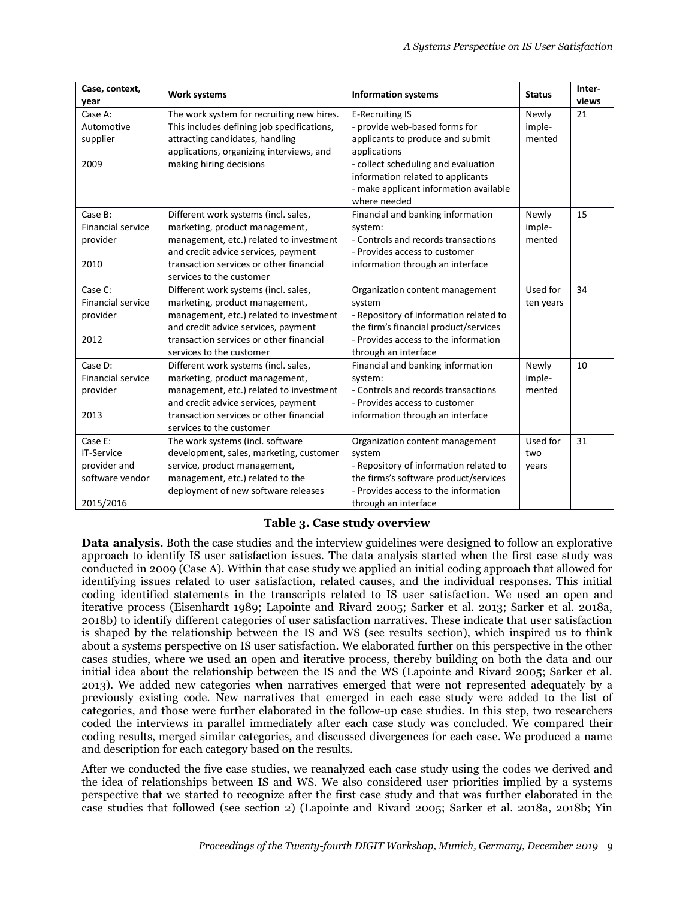| Case, context, year | Work systems | Information systems | Status | Inter-views |
|---|---|---|---|---|
| Case A: Automotive supplier<br><br>2009 | The work system for recruiting new hires. This includes defining job specifications, attracting candidates, handling applications, organizing interviews, and making hiring decisions | E-Recruiting IS<br>- provide web-based forms for applicants to produce and submit applications<br>- collect scheduling and evaluation information related to applicants<br>- make applicant information available where needed | Newly imple-mented | 21 |
| Case B: Financial service provider<br><br>2010 | Different work systems (incl. sales, marketing, product management, management, etc.) related to investment and credit advice services, payment transaction services or other financial services to the customer | Financial and banking information system:<br>- Controls and records transactions<br>- Provides access to customer information through an interface | Newly imple-mented | 15 |
| Case C: Financial service provider<br><br>2012 | Different work systems (incl. sales, marketing, product management, management, etc.) related to investment and credit advice services, payment transaction services or other financial services to the customer | Organization content management system<br>- Repository of information related to the firm's financial product/services<br>- Provides access to the information through an interface | Used for ten years | 34 |
| Case D: Financial service provider<br><br>2013 | Different work systems (incl. sales, marketing, product management, management, etc.) related to investment and credit advice services, payment transaction services or other financial services to the customer | Financial and banking information system:<br>- Controls and records transactions<br>- Provides access to customer information through an interface | Newly imple-mented | 10 |
| Case E: IT-Service provider and software vendor<br><br>2015/2016 | The work systems (incl. software development, sales, marketing, customer service, product management, management, etc.) related to the deployment of new software releases | Organization content management system<br>- Repository of information related to the firms's software product/services<br>- Provides access to the information through an interface | Used for two years | 31 |

**Table 3. Case study overview**

**Data analysis**. Both the case studies and the interview guidelines were designed to follow an explorative approach to identify IS user satisfaction issues. The data analysis started when the first case study was conducted in 2009 (Case A). Within that case study we applied an initial coding approach that allowed for identifying issues related to user satisfaction, related causes, and the individual responses. This initial coding identified statements in the transcripts related to IS user satisfaction. We used an open and iterative process (Eisenhardt 1989; Lapointe and Rivard 2005; Sarker et al. 2013; Sarker et al. 2018a, 2018b) to identify different categories of user satisfaction narratives. These indicate that user satisfaction is shaped by the relationship between the IS and WS (see results section), which inspired us to think about a systems perspective on IS user satisfaction. We elaborated further on this perspective in the other cases studies, where we used an open and iterative process, thereby building on both the data and our initial idea about the relationship between the IS and the WS (Lapointe and Rivard 2005; Sarker et al. 2013). We added new categories when narratives emerged that were not represented adequately by a previously existing code. New narratives that emerged in each case study were added to the list of categories, and those were further elaborated in the follow-up case studies. In this step, two researchers coded the interviews in parallel immediately after each case study was concluded. We compared their coding results, merged similar categories, and discussed divergences for each case. We produced a name and description for each category based on the results.

After we conducted the five case studies, we reanalyzed each case study using the codes we derived and the idea of relationships between IS and WS. We also considered user priorities implied by a systems perspective that we started to recognize after the first case study and that was further elaborated in the case studies that followed (see section 2) (Lapointe and Rivard 2005; Sarker et al. 2018a, 2018b; Yin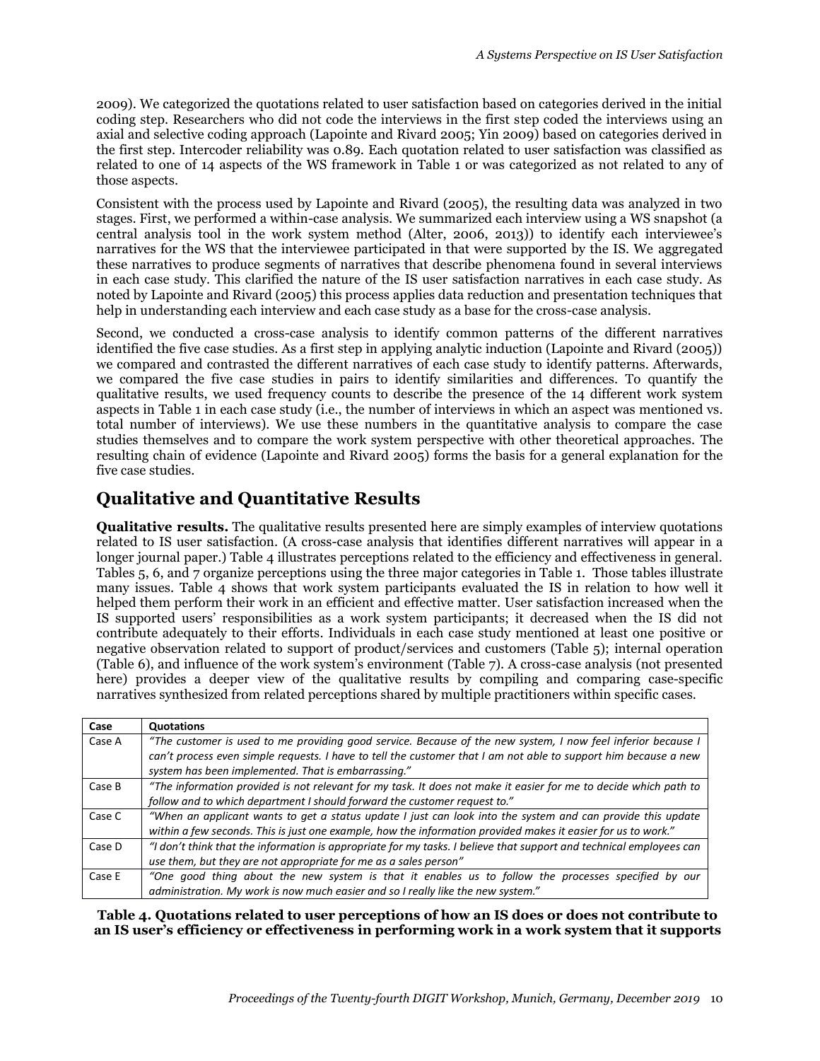2009). We categorized the quotations related to user satisfaction based on categories derived in the initial coding step. Researchers who did not code the interviews in the first step coded the interviews using an axial and selective coding approach (Lapointe and Rivard 2005; Yin 2009) based on categories derived in the first step. Intercoder reliability was 0.89. Each quotation related to user satisfaction was classified as related to one of 14 aspects of the WS framework in Table 1 or was categorized as not related to any of those aspects.

Consistent with the process used by Lapointe and Rivard (2005), the resulting data was analyzed in two stages. First, we performed a within-case analysis. We summarized each interview using a WS snapshot (a central analysis tool in the work system method (Alter, 2006, 2013)) to identify each interviewee's narratives for the WS that the interviewee participated in that were supported by the IS. We aggregated these narratives to produce segments of narratives that describe phenomena found in several interviews in each case study. This clarified the nature of the IS user satisfaction narratives in each case study. As noted by Lapointe and Rivard (2005) this process applies data reduction and presentation techniques that help in understanding each interview and each case study as a base for the cross-case analysis.

Second, we conducted a cross-case analysis to identify common patterns of the different narratives identified the five case studies. As a first step in applying analytic induction (Lapointe and Rivard (2005)) we compared and contrasted the different narratives of each case study to identify patterns. Afterwards, we compared the five case studies in pairs to identify similarities and differences. To quantify the qualitative results, we used frequency counts to describe the presence of the 14 different work system aspects in Table 1 in each case study (i.e., the number of interviews in which an aspect was mentioned vs. total number of interviews). We use these numbers in the quantitative analysis to compare the case studies themselves and to compare the work system perspective with other theoretical approaches. The resulting chain of evidence (Lapointe and Rivard 2005) forms the basis for a general explanation for the five case studies.

## Qualitative and Quantitative Results

**Qualitative results.** The qualitative results presented here are simply examples of interview quotations related to IS user satisfaction. (A cross-case analysis that identifies different narratives will appear in a longer journal paper.) Table 4 illustrates perceptions related to the efficiency and effectiveness in general. Tables 5, 6, and 7 organize perceptions using the three major categories in Table 1. Those tables illustrate many issues. Table 4 shows that work system participants evaluated the IS in relation to how well it helped them perform their work in an efficient and effective matter. User satisfaction increased when the IS supported users' responsibilities as a work system participants; it decreased when the IS did not contribute adequately to their efforts. Individuals in each case study mentioned at least one positive or negative observation related to support of product/services and customers (Table 5); internal operation (Table 6), and influence of the work system's environment (Table 7). A cross-case analysis (not presented here) provides a deeper view of the qualitative results by compiling and comparing case-specific narratives synthesized from related perceptions shared by multiple practitioners within specific cases.

| Case | Quotations |
|---|---|
| Case A | *"The customer is used to me providing good service. Because of the new system, I now feel inferior because I can't process even simple requests. I have to tell the customer that I am not able to support him because a new system has been implemented. That is embarrassing."* |
| Case B | *"The information provided is not relevant for my task. It does not make it easier for me to decide which path to follow and to which department I should forward the customer request to."* |
| Case C | *"When an applicant wants to get a status update I just can look into the system and can provide this update within a few seconds. This is just one example, how the information provided makes it easier for us to work."* |
| Case D | *"I don't think that the information is appropriate for my tasks. I believe that support and technical employees can use them, but they are not appropriate for me as a sales person"* |
| Case E | *"One good thing about the new system is that it enables us to follow the processes specified by our administration. My work is now much easier and so I really like the new system."* |

**Table 4. Quotations related to user perceptions of how an IS does or does not contribute to an IS user's efficiency or effectiveness in performing work in a work system that it supports**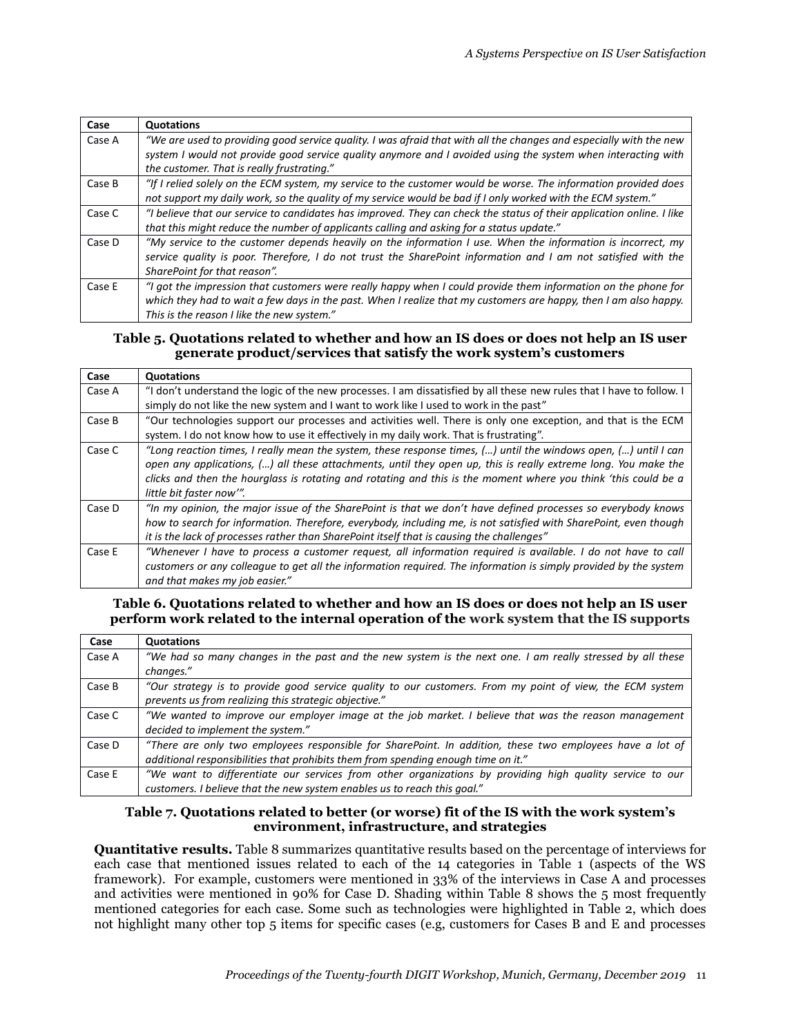| Case | Quotations |
|---|---|
| Case A | *"We are used to providing good service quality. I was afraid that with all the changes and especially with the new system I would not provide good service quality anymore and I avoided using the system when interacting with the customer. That is really frustrating."* |
| Case B | *"If I relied solely on the ECM system, my service to the customer would be worse. The information provided does not support my daily work, so the quality of my service would be bad if I only worked with the ECM system."* |
| Case C | *"I believe that our service to candidates has improved. They can check the status of their application online. I like that this might reduce the number of applicants calling and asking for a status update."* |
| Case D | *"My service to the customer depends heavily on the information I use. When the information is incorrect, my service quality is poor. Therefore, I do not trust the SharePoint information and I am not satisfied with the SharePoint for that reason".* |
| Case E | *"I got the impression that customers were really happy when I could provide them information on the phone for which they had to wait a few days in the past. When I realize that my customers are happy, then I am also happy. This is the reason I like the new system."* |

**Table 5. Quotations related to whether and how an IS does or does not help an IS user generate product/services that satisfy the work system's customers**

| Case | Quotations |
|---|---|
| Case A | "I don't understand the logic of the new processes. I am dissatisfied by all these new rules that I have to follow. I simply do not like the new system and I want to work like I used to work in the past" |
| Case B | "Our technologies support our processes and activities well. There is only one exception, and that is the ECM system. I do not know how to use it effectively in my daily work. That is frustrating". |
| Case C | *"Long reaction times, I really mean the system, these response times, (…) until the windows open, (…) until I can open any applications, (…) all these attachments, until they open up, this is really extreme long. You make the clicks and then the hourglass is rotating and rotating and this is the moment where you think 'this could be a little bit faster now'".* |
| Case D | *"In my opinion, the major issue of the SharePoint is that we don't have defined processes so everybody knows how to search for information. Therefore, everybody, including me, is not satisfied with SharePoint, even though it is the lack of processes rather than SharePoint itself that is causing the challenges"* |
| Case E | *"Whenever I have to process a customer request, all information required is available. I do not have to call customers or any colleague to get all the information required. The information is simply provided by the system and that makes my job easier."* |

**Table 6. Quotations related to whether and how an IS does or does not help an IS user perform work related to the internal operation of the work system that the IS supports**

| Case | Quotations |
|---|---|
| Case A | *"We had so many changes in the past and the new system is the next one. I am really stressed by all these changes."* |
| Case B | *"Our strategy is to provide good service quality to our customers. From my point of view, the ECM system prevents us from realizing this strategic objective."* |
| Case C | *"We wanted to improve our employer image at the job market. I believe that was the reason management decided to implement the system."* |
| Case D | *"There are only two employees responsible for SharePoint. In addition, these two employees have a lot of additional responsibilities that prohibits them from spending enough time on it."* |
| Case E | *"We want to differentiate our services from other organizations by providing high quality service to our customers. I believe that the new system enables us to reach this goal."* |

**Table 7. Quotations related to better (or worse) fit of the IS with the work system's environment, infrastructure, and strategies**

**Quantitative results.** Table 8 summarizes quantitative results based on the percentage of interviews for each case that mentioned issues related to each of the 14 categories in Table 1 (aspects of the WS framework). For example, customers were mentioned in 33% of the interviews in Case A and processes and activities were mentioned in 90% for Case D. Shading within Table 8 shows the 5 most frequently mentioned categories for each case. Some such as technologies were highlighted in Table 2, which does not highlight many other top 5 items for specific cases (e.g, customers for Cases B and E and processes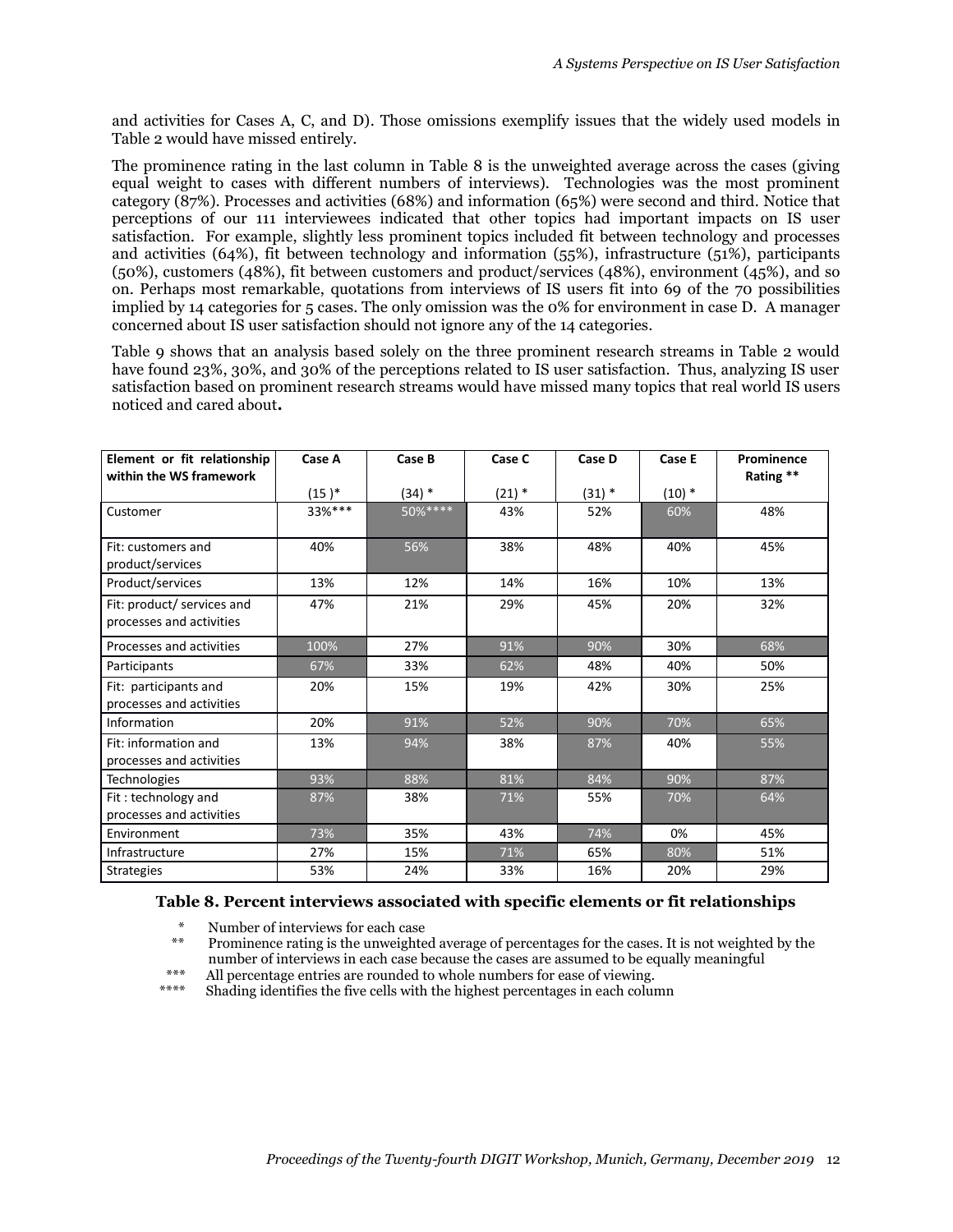and activities for Cases A, C, and D). Those omissions exemplify issues that the widely used models in Table 2 would have missed entirely.

The prominence rating in the last column in Table 8 is the unweighted average across the cases (giving equal weight to cases with different numbers of interviews). Technologies was the most prominent category (87%). Processes and activities (68%) and information (65%) were second and third. Notice that perceptions of our 111 interviewees indicated that other topics had important impacts on IS user satisfaction. For example, slightly less prominent topics included fit between technology and processes and activities (64%), fit between technology and information (55%), infrastructure (51%), participants (50%), customers (48%), fit between customers and product/services (48%), environment (45%), and so on. Perhaps most remarkable, quotations from interviews of IS users fit into 69 of the 70 possibilities implied by 14 categories for 5 cases. The only omission was the 0% for environment in case D. A manager concerned about IS user satisfaction should not ignore any of the 14 categories.

Table 9 shows that an analysis based solely on the three prominent research streams in Table 2 would have found 23%, 30%, and 30% of the perceptions related to IS user satisfaction. Thus, analyzing IS user satisfaction based on prominent research streams would have missed many topics that real world IS users noticed and cared about**.**

| Element or fit relationship within the WS framework | Case A (15 )* | Case B (34) * | Case C (21) * | Case D (31) * | Case E (10) * | Prominence Rating ** |
|---|---|---|---|---|---|---|
| Customer | 33%*** | 50%**** | 43% | 52% | 60% | 48% |
| Fit: customers and product/services | 40% | 56% | 38% | 48% | 40% | 45% |
| Product/services | 13% | 12% | 14% | 16% | 10% | 13% |
| Fit: product/ services and processes and activities | 47% | 21% | 29% | 45% | 20% | 32% |
| Processes and activities | 100% | 27% | 91% | 90% | 30% | 68% |
| Participants | 67% | 33% | 62% | 48% | 40% | 50% |
| Fit: participants and processes and activities | 20% | 15% | 19% | 42% | 30% | 25% |
| Information | 20% | 91% | 52% | 90% | 70% | 65% |
| Fit: information and processes and activities | 13% | 94% | 38% | 87% | 40% | 55% |
| Technologies | 93% | 88% | 81% | 84% | 90% | 87% |
| Fit : technology and processes and activities | 87% | 38% | 71% | 55% | 70% | 64% |
| Environment | 73% | 35% | 43% | 74% | 0% | 45% |
| Infrastructure | 27% | 15% | 71% | 65% | 80% | 51% |
| Strategies | 53% | 24% | 33% | 16% | 20% | 29% |

**Table 8. Percent interviews associated with specific elements or fit relationships**

\* Number of interviews for each case

\*\* Prominence rating is the unweighted average of percentages for the cases. It is not weighted by the number of interviews in each case because the cases are assumed to be equally meaningful

\*\*\* All percentage entries are rounded to whole numbers for ease of viewing.

\*\*\*\* Shading identifies the five cells with the highest percentages in each column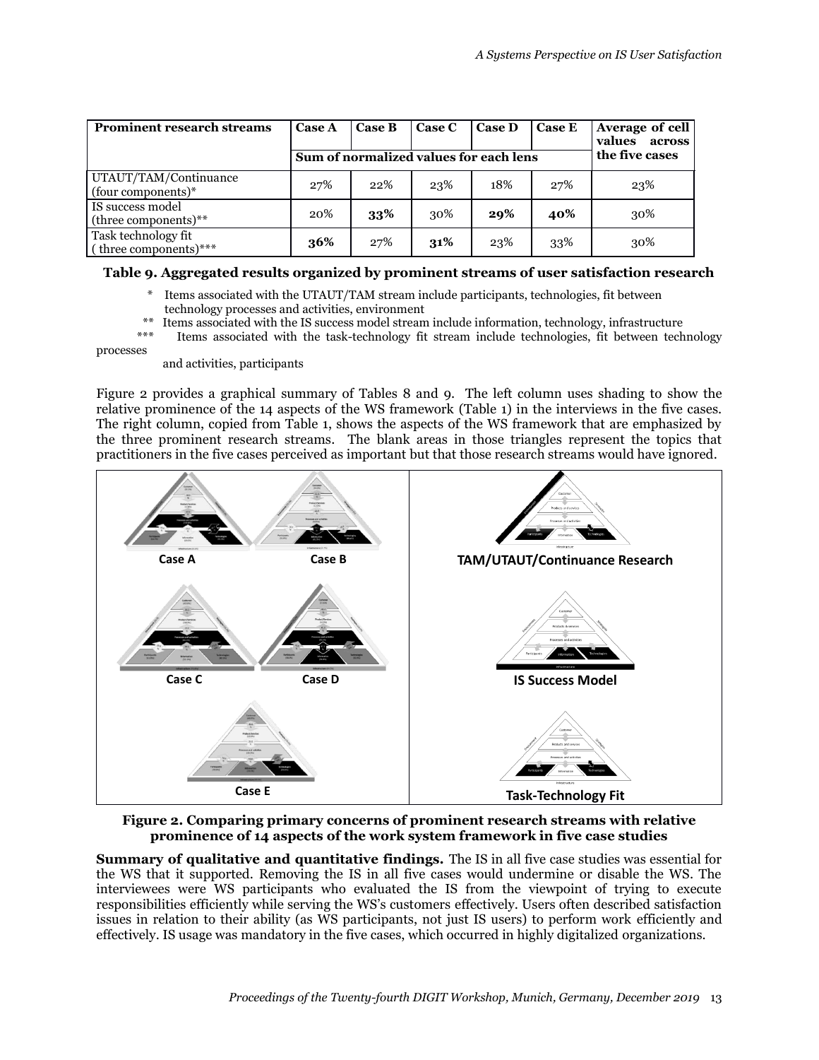| Prominent research streams | Case A | Case B | Case C | Case D | Case E | Average of cell values across the five cases |
|---|---|---|---|---|---|---|
| | Sum of normalized values for each lens | | | | | |
| UTAUT/TAM/Continuance (four components)* | 27% | 22% | 23% | 18% | 27% | 23% |
| IS success model (three components)** | 20% | **33%** | 30% | **29%** | **40%** | 30% |
| Task technology fit ( three components)*** | **36%** | 27% | **31%** | 23% | 33% | 30% |

**Table 9. Aggregated results organized by prominent streams of user satisfaction research**

\* Items associated with the UTAUT/TAM stream include participants, technologies, fit between technology processes and activities, environment

\*\* Items associated with the IS success model stream include information, technology, infrastructure

\*\*\* Items associated with the task-technology fit stream include technologies, fit between technology processes and activities, participants

Figure 2 provides a graphical summary of Tables 8 and 9. The left column uses shading to show the relative prominence of the 14 aspects of the WS framework (Table 1) in the interviews in the five cases. The right column, copied from Table 1, shows the aspects of the WS framework that are emphasized by the three prominent research streams. The blank areas in those triangles represent the topics that practitioners in the five cases perceived as important but that those research streams would have ignored.

Case A

Case B

Case C

Case D

Case E

TAM/UTAUT/Continuance Research

IS Success Model

Task-Technology Fit

**Figure 2. Comparing primary concerns of prominent research streams with relative prominence of 14 aspects of the work system framework in five case studies**

**Summary of qualitative and quantitative findings.** The IS in all five case studies was essential for the WS that it supported. Removing the IS in all five cases would undermine or disable the WS. The interviewees were WS participants who evaluated the IS from the viewpoint of trying to execute responsibilities efficiently while serving the WS's customers effectively. Users often described satisfaction issues in relation to their ability (as WS participants, not just IS users) to perform work efficiently and effectively. IS usage was mandatory in the five cases, which occurred in highly digitalized organizations.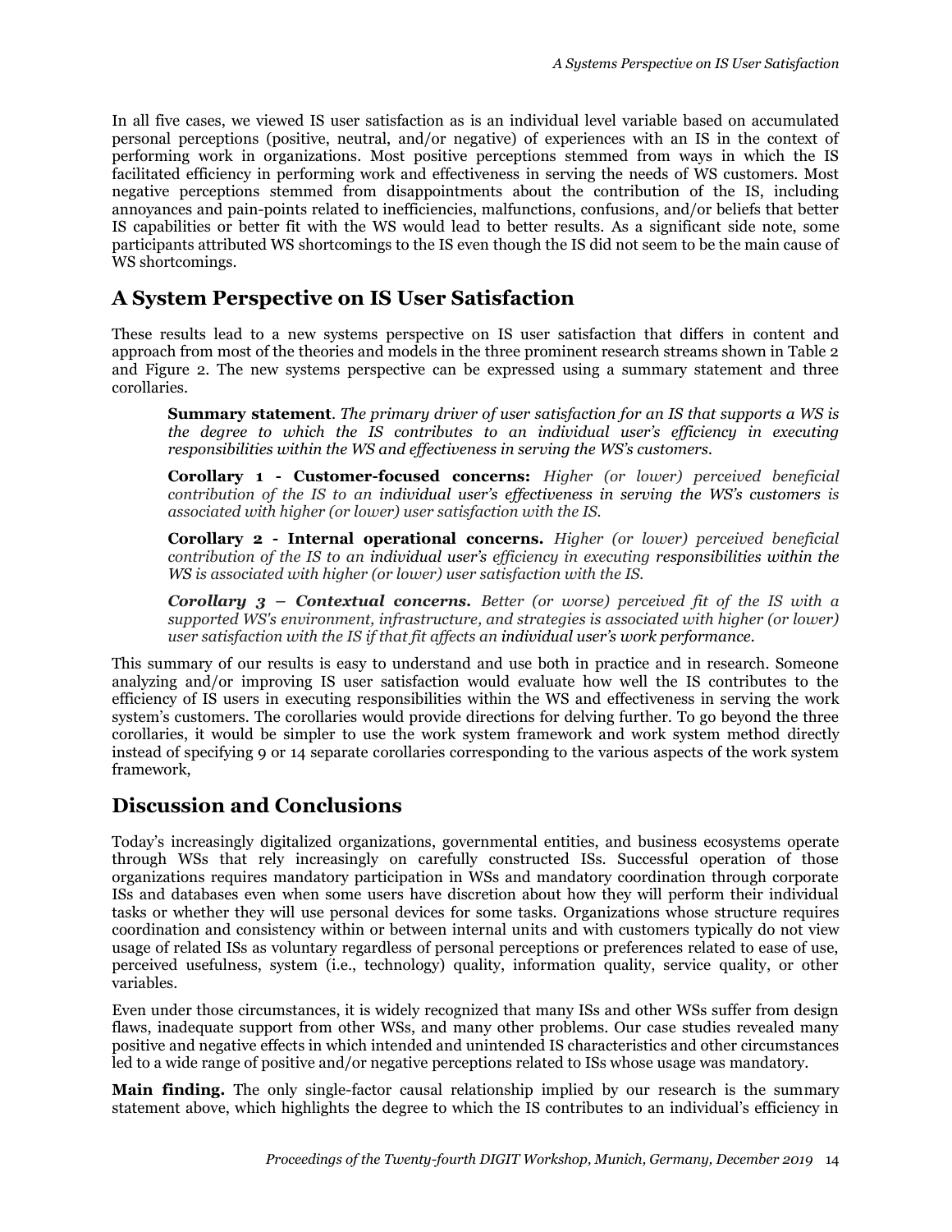In all five cases, we viewed IS user satisfaction as is an individual level variable based on accumulated personal perceptions (positive, neutral, and/or negative) of experiences with an IS in the context of performing work in organizations. Most positive perceptions stemmed from ways in which the IS facilitated efficiency in performing work and effectiveness in serving the needs of WS customers. Most negative perceptions stemmed from disappointments about the contribution of the IS, including annoyances and pain-points related to inefficiencies, malfunctions, confusions, and/or beliefs that better IS capabilities or better fit with the WS would lead to better results. As a significant side note, some participants attributed WS shortcomings to the IS even though the IS did not seem to be the main cause of WS shortcomings.

## A System Perspective on IS User Satisfaction

These results lead to a new systems perspective on IS user satisfaction that differs in content and approach from most of the theories and models in the three prominent research streams shown in Table 2 and Figure 2. The new systems perspective can be expressed using a summary statement and three corollaries.

> **Summary statement**. *The primary driver of user satisfaction for an IS that supports a WS is the degree to which the IS contributes to an individual user's efficiency in executing responsibilities within the WS and effectiveness in serving the WS's customers.*
>
> **Corollary 1 - Customer-focused concerns:** *Higher (or lower) perceived beneficial contribution of the IS to an individual user's effectiveness in serving the WS's customers is associated with higher (or lower) user satisfaction with the IS.*
>
> **Corollary 2 - Internal operational concerns.** *Higher (or lower) perceived beneficial contribution of the IS to an individual user's efficiency in executing responsibilities within the WS is associated with higher (or lower) user satisfaction with the IS.*
>
> ***Corollary 3 – Contextual concerns.*** *Better (or worse) perceived fit of the IS with a supported WS's environment, infrastructure, and strategies is associated with higher (or lower) user satisfaction with the IS if that fit affects an individual user's work performance.*

This summary of our results is easy to understand and use both in practice and in research. Someone analyzing and/or improving IS user satisfaction would evaluate how well the IS contributes to the efficiency of IS users in executing responsibilities within the WS and effectiveness in serving the work system's customers. The corollaries would provide directions for delving further. To go beyond the three corollaries, it would be simpler to use the work system framework and work system method directly instead of specifying 9 or 14 separate corollaries corresponding to the various aspects of the work system framework,

## Discussion and Conclusions

Today's increasingly digitalized organizations, governmental entities, and business ecosystems operate through WSs that rely increasingly on carefully constructed ISs. Successful operation of those organizations requires mandatory participation in WSs and mandatory coordination through corporate ISs and databases even when some users have discretion about how they will perform their individual tasks or whether they will use personal devices for some tasks. Organizations whose structure requires coordination and consistency within or between internal units and with customers typically do not view usage of related ISs as voluntary regardless of personal perceptions or preferences related to ease of use, perceived usefulness, system (i.e., technology) quality, information quality, service quality, or other variables.

Even under those circumstances, it is widely recognized that many ISs and other WSs suffer from design flaws, inadequate support from other WSs, and many other problems. Our case studies revealed many positive and negative effects in which intended and unintended IS characteristics and other circumstances led to a wide range of positive and/or negative perceptions related to ISs whose usage was mandatory.

**Main finding.** The only single-factor causal relationship implied by our research is the summary statement above, which highlights the degree to which the IS contributes to an individual's efficiency in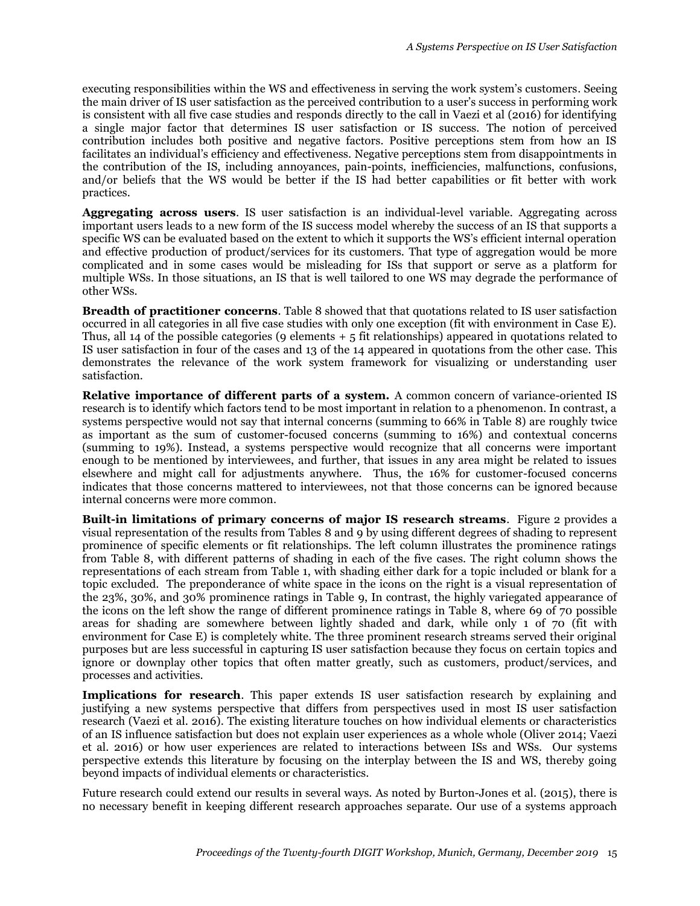executing responsibilities within the WS and effectiveness in serving the work system's customers. Seeing the main driver of IS user satisfaction as the perceived contribution to a user's success in performing work is consistent with all five case studies and responds directly to the call in Vaezi et al (2016) for identifying a single major factor that determines IS user satisfaction or IS success. The notion of perceived contribution includes both positive and negative factors. Positive perceptions stem from how an IS facilitates an individual's efficiency and effectiveness. Negative perceptions stem from disappointments in the contribution of the IS, including annoyances, pain-points, inefficiencies, malfunctions, confusions, and/or beliefs that the WS would be better if the IS had better capabilities or fit better with work practices.

**Aggregating across users**. IS user satisfaction is an individual-level variable. Aggregating across important users leads to a new form of the IS success model whereby the success of an IS that supports a specific WS can be evaluated based on the extent to which it supports the WS's efficient internal operation and effective production of product/services for its customers. That type of aggregation would be more complicated and in some cases would be misleading for ISs that support or serve as a platform for multiple WSs. In those situations, an IS that is well tailored to one WS may degrade the performance of other WSs.

**Breadth of practitioner concerns**. Table 8 showed that that quotations related to IS user satisfaction occurred in all categories in all five case studies with only one exception (fit with environment in Case E). Thus, all 14 of the possible categories (9 elements + 5 fit relationships) appeared in quotations related to IS user satisfaction in four of the cases and 13 of the 14 appeared in quotations from the other case. This demonstrates the relevance of the work system framework for visualizing or understanding user satisfaction.

**Relative importance of different parts of a system.** A common concern of variance-oriented IS research is to identify which factors tend to be most important in relation to a phenomenon. In contrast, a systems perspective would not say that internal concerns (summing to 66% in Table 8) are roughly twice as important as the sum of customer-focused concerns (summing to 16%) and contextual concerns (summing to 19%). Instead, a systems perspective would recognize that all concerns were important enough to be mentioned by interviewees, and further, that issues in any area might be related to issues elsewhere and might call for adjustments anywhere. Thus, the 16% for customer-focused concerns indicates that those concerns mattered to interviewees, not that those concerns can be ignored because internal concerns were more common.

**Built-in limitations of primary concerns of major IS research streams**. Figure 2 provides a visual representation of the results from Tables 8 and 9 by using different degrees of shading to represent prominence of specific elements or fit relationships. The left column illustrates the prominence ratings from Table 8, with different patterns of shading in each of the five cases. The right column shows the representations of each stream from Table 1, with shading either dark for a topic included or blank for a topic excluded. The preponderance of white space in the icons on the right is a visual representation of the 23%, 30%, and 30% prominence ratings in Table 9, In contrast, the highly variegated appearance of the icons on the left show the range of different prominence ratings in Table 8, where 69 of 70 possible areas for shading are somewhere between lightly shaded and dark, while only 1 of 70 (fit with environment for Case E) is completely white. The three prominent research streams served their original purposes but are less successful in capturing IS user satisfaction because they focus on certain topics and ignore or downplay other topics that often matter greatly, such as customers, product/services, and processes and activities.

**Implications for research**. This paper extends IS user satisfaction research by explaining and justifying a new systems perspective that differs from perspectives used in most IS user satisfaction research (Vaezi et al. 2016). The existing literature touches on how individual elements or characteristics of an IS influence satisfaction but does not explain user experiences as a whole whole (Oliver 2014; Vaezi et al. 2016) or how user experiences are related to interactions between ISs and WSs. Our systems perspective extends this literature by focusing on the interplay between the IS and WS, thereby going beyond impacts of individual elements or characteristics.

Future research could extend our results in several ways. As noted by Burton-Jones et al. (2015), there is no necessary benefit in keeping different research approaches separate. Our use of a systems approach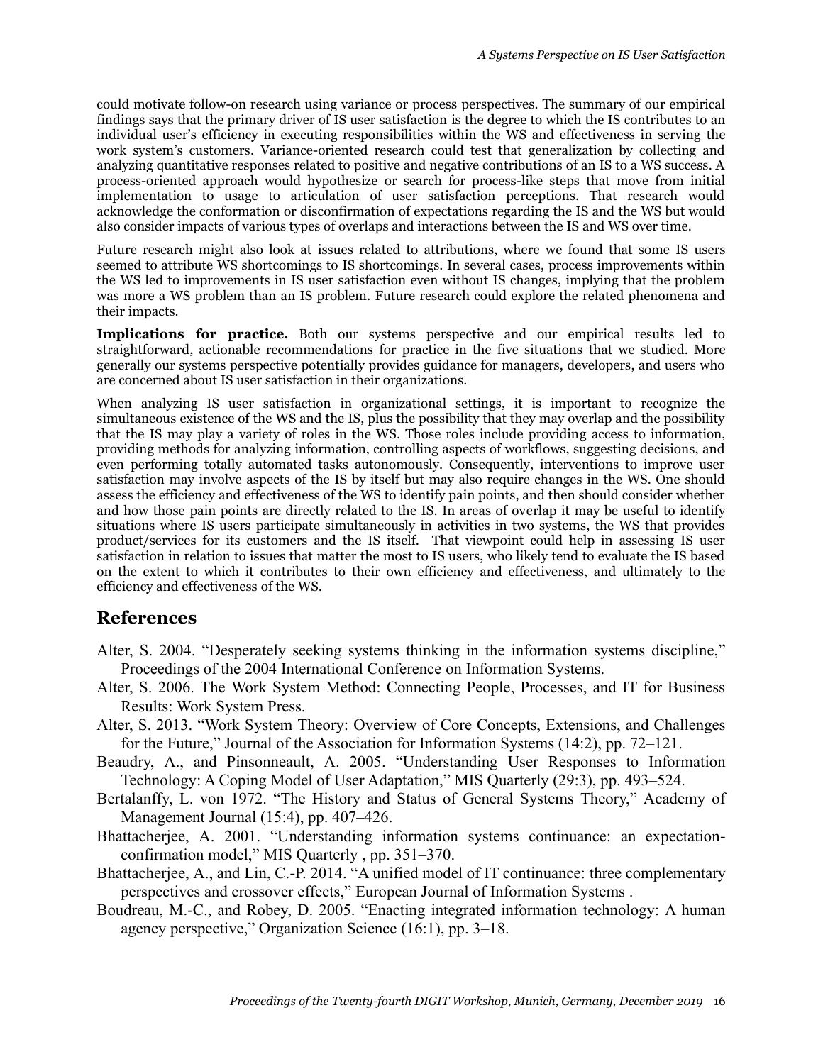could motivate follow-on research using variance or process perspectives. The summary of our empirical findings says that the primary driver of IS user satisfaction is the degree to which the IS contributes to an individual user's efficiency in executing responsibilities within the WS and effectiveness in serving the work system's customers. Variance-oriented research could test that generalization by collecting and analyzing quantitative responses related to positive and negative contributions of an IS to a WS success. A process-oriented approach would hypothesize or search for process-like steps that move from initial implementation to usage to articulation of user satisfaction perceptions. That research would acknowledge the conformation or disconfirmation of expectations regarding the IS and the WS but would also consider impacts of various types of overlaps and interactions between the IS and WS over time.

Future research might also look at issues related to attributions, where we found that some IS users seemed to attribute WS shortcomings to IS shortcomings. In several cases, process improvements within the WS led to improvements in IS user satisfaction even without IS changes, implying that the problem was more a WS problem than an IS problem. Future research could explore the related phenomena and their impacts.

**Implications for practice.** Both our systems perspective and our empirical results led to straightforward, actionable recommendations for practice in the five situations that we studied. More generally our systems perspective potentially provides guidance for managers, developers, and users who are concerned about IS user satisfaction in their organizations.

When analyzing IS user satisfaction in organizational settings, it is important to recognize the simultaneous existence of the WS and the IS, plus the possibility that they may overlap and the possibility that the IS may play a variety of roles in the WS. Those roles include providing access to information, providing methods for analyzing information, controlling aspects of workflows, suggesting decisions, and even performing totally automated tasks autonomously. Consequently, interventions to improve user satisfaction may involve aspects of the IS by itself but may also require changes in the WS. One should assess the efficiency and effectiveness of the WS to identify pain points, and then should consider whether and how those pain points are directly related to the IS. In areas of overlap it may be useful to identify situations where IS users participate simultaneously in activities in two systems, the WS that provides product/services for its customers and the IS itself. That viewpoint could help in assessing IS user satisfaction in relation to issues that matter the most to IS users, who likely tend to evaluate the IS based on the extent to which it contributes to their own efficiency and effectiveness, and ultimately to the efficiency and effectiveness of the WS.

## References

Alter, S. 2004. "Desperately seeking systems thinking in the information systems discipline," Proceedings of the 2004 International Conference on Information Systems.

Alter, S. 2006. The Work System Method: Connecting People, Processes, and IT for Business Results: Work System Press.

Alter, S. 2013. "Work System Theory: Overview of Core Concepts, Extensions, and Challenges for the Future," Journal of the Association for Information Systems (14:2), pp. 72–121.

Beaudry, A., and Pinsonneault, A. 2005. "Understanding User Responses to Information Technology: A Coping Model of User Adaptation," MIS Quarterly (29:3), pp. 493–524.

Bertalanffy, L. von 1972. "The History and Status of General Systems Theory," Academy of Management Journal (15:4), pp. 407–426.

Bhattacherjee, A. 2001. "Understanding information systems continuance: an expectation-confirmation model," MIS Quarterly , pp. 351–370.

Bhattacherjee, A., and Lin, C.-P. 2014. "A unified model of IT continuance: three complementary perspectives and crossover effects," European Journal of Information Systems .

Boudreau, M.-C., and Robey, D. 2005. "Enacting integrated information technology: A human agency perspective," Organization Science (16:1), pp. 3–18.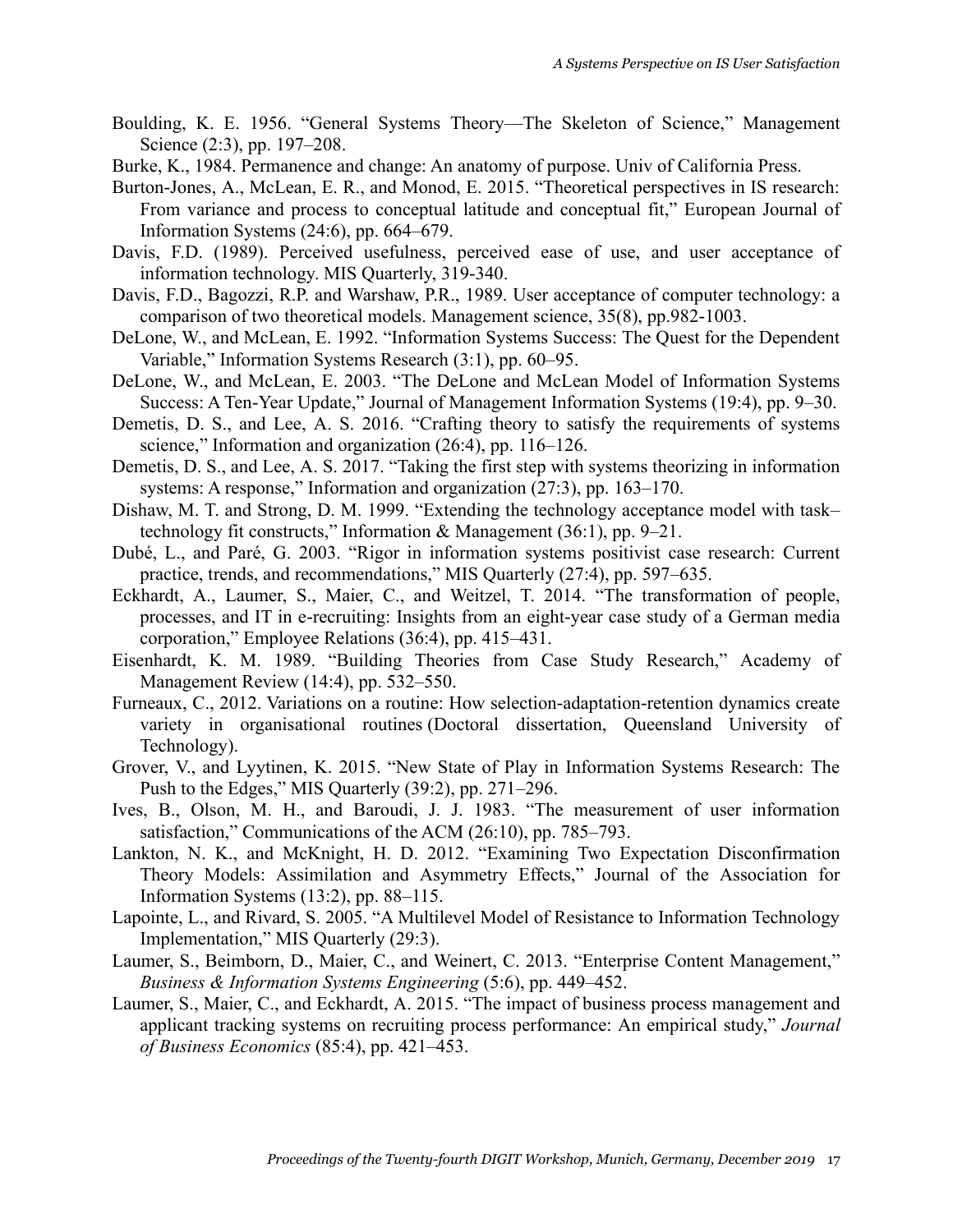Boulding, K. E. 1956. "General Systems Theory—The Skeleton of Science," Management Science (2:3), pp. 197–208.

Burke, K., 1984. Permanence and change: An anatomy of purpose. Univ of California Press.

Burton-Jones, A., McLean, E. R., and Monod, E. 2015. "Theoretical perspectives in IS research: From variance and process to conceptual latitude and conceptual fit," European Journal of Information Systems (24:6), pp. 664–679.

Davis, F.D. (1989). Perceived usefulness, perceived ease of use, and user acceptance of information technology. MIS Quarterly, 319-340.

Davis, F.D., Bagozzi, R.P. and Warshaw, P.R., 1989. User acceptance of computer technology: a comparison of two theoretical models. Management science, 35(8), pp.982-1003.

DeLone, W., and McLean, E. 1992. "Information Systems Success: The Quest for the Dependent Variable," Information Systems Research (3:1), pp. 60–95.

DeLone, W., and McLean, E. 2003. "The DeLone and McLean Model of Information Systems Success: A Ten-Year Update," Journal of Management Information Systems (19:4), pp. 9–30.

Demetis, D. S., and Lee, A. S. 2016. "Crafting theory to satisfy the requirements of systems science," Information and organization (26:4), pp. 116–126.

Demetis, D. S., and Lee, A. S. 2017. "Taking the first step with systems theorizing in information systems: A response," Information and organization (27:3), pp. 163–170.

Dishaw, M. T. and Strong, D. M. 1999. "Extending the technology acceptance model with task–technology fit constructs," Information & Management (36:1), pp. 9–21.

Dubé, L., and Paré, G. 2003. "Rigor in information systems positivist case research: Current practice, trends, and recommendations," MIS Quarterly (27:4), pp. 597–635.

Eckhardt, A., Laumer, S., Maier, C., and Weitzel, T. 2014. "The transformation of people, processes, and IT in e-recruiting: Insights from an eight-year case study of a German media corporation," Employee Relations (36:4), pp. 415–431.

Eisenhardt, K. M. 1989. "Building Theories from Case Study Research," Academy of Management Review (14:4), pp. 532–550.

Furneaux, C., 2012. Variations on a routine: How selection-adaptation-retention dynamics create variety in organisational routines (Doctoral dissertation, Queensland University of Technology).

Grover, V., and Lyytinen, K. 2015. "New State of Play in Information Systems Research: The Push to the Edges," MIS Quarterly (39:2), pp. 271–296.

Ives, B., Olson, M. H., and Baroudi, J. J. 1983. "The measurement of user information satisfaction," Communications of the ACM (26:10), pp. 785–793.

Lankton, N. K., and McKnight, H. D. 2012. "Examining Two Expectation Disconfirmation Theory Models: Assimilation and Asymmetry Effects," Journal of the Association for Information Systems (13:2), pp. 88–115.

Lapointe, L., and Rivard, S. 2005. "A Multilevel Model of Resistance to Information Technology Implementation," MIS Quarterly (29:3).

Laumer, S., Beimborn, D., Maier, C., and Weinert, C. 2013. "Enterprise Content Management," *Business & Information Systems Engineering* (5:6), pp. 449–452.

Laumer, S., Maier, C., and Eckhardt, A. 2015. "The impact of business process management and applicant tracking systems on recruiting process performance: An empirical study," *Journal of Business Economics* (85:4), pp. 421–453.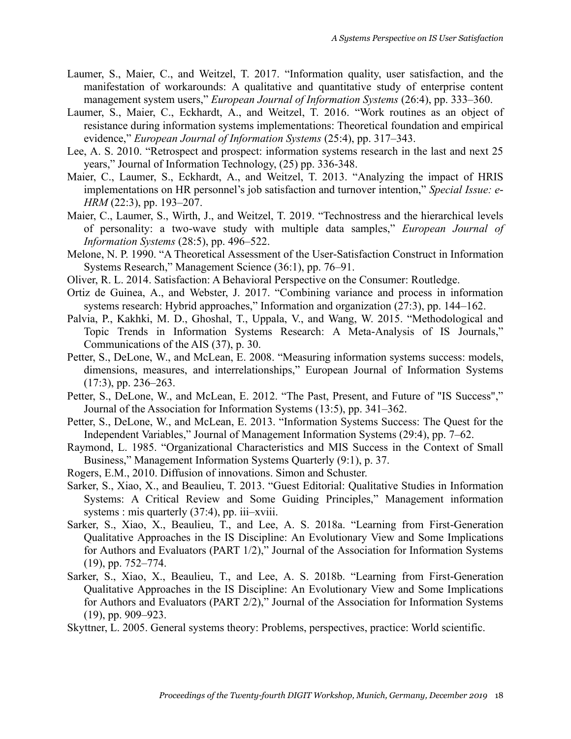Laumer, S., Maier, C., and Weitzel, T. 2017. "Information quality, user satisfaction, and the manifestation of workarounds: A qualitative and quantitative study of enterprise content management system users," *European Journal of Information Systems* (26:4), pp. 333–360.

Laumer, S., Maier, C., Eckhardt, A., and Weitzel, T. 2016. "Work routines as an object of resistance during information systems implementations: Theoretical foundation and empirical evidence," *European Journal of Information Systems* (25:4), pp. 317–343.

Lee, A. S. 2010. "Retrospect and prospect: information systems research in the last and next 25 years," Journal of Information Technology, (25) pp. 336-348.

Maier, C., Laumer, S., Eckhardt, A., and Weitzel, T. 2013. "Analyzing the impact of HRIS implementations on HR personnel's job satisfaction and turnover intention," *Special Issue: e-HRM* (22:3), pp. 193–207.

Maier, C., Laumer, S., Wirth, J., and Weitzel, T. 2019. "Technostress and the hierarchical levels of personality: a two-wave study with multiple data samples," *European Journal of Information Systems* (28:5), pp. 496–522.

Melone, N. P. 1990. "A Theoretical Assessment of the User-Satisfaction Construct in Information Systems Research," Management Science (36:1), pp. 76–91.

Oliver, R. L. 2014. Satisfaction: A Behavioral Perspective on the Consumer: Routledge.

Ortiz de Guinea, A., and Webster, J. 2017. "Combining variance and process in information systems research: Hybrid approaches," Information and organization (27:3), pp. 144–162.

Palvia, P., Kakhki, M. D., Ghoshal, T., Uppala, V., and Wang, W. 2015. "Methodological and Topic Trends in Information Systems Research: A Meta-Analysis of IS Journals," Communications of the AIS (37), p. 30.

Petter, S., DeLone, W., and McLean, E. 2008. "Measuring information systems success: models, dimensions, measures, and interrelationships," European Journal of Information Systems (17:3), pp. 236–263.

Petter, S., DeLone, W., and McLean, E. 2012. "The Past, Present, and Future of "IS Success"," Journal of the Association for Information Systems (13:5), pp. 341–362.

Petter, S., DeLone, W., and McLean, E. 2013. "Information Systems Success: The Quest for the Independent Variables," Journal of Management Information Systems (29:4), pp. 7–62.

Raymond, L. 1985. "Organizational Characteristics and MIS Success in the Context of Small Business," Management Information Systems Quarterly (9:1), p. 37.

Rogers, E.M., 2010. Diffusion of innovations. Simon and Schuster.

Sarker, S., Xiao, X., and Beaulieu, T. 2013. "Guest Editorial: Qualitative Studies in Information Systems: A Critical Review and Some Guiding Principles," Management information systems : mis quarterly (37:4), pp. iii–xviii.

Sarker, S., Xiao, X., Beaulieu, T., and Lee, A. S. 2018a. "Learning from First-Generation Qualitative Approaches in the IS Discipline: An Evolutionary View and Some Implications for Authors and Evaluators (PART 1/2)," Journal of the Association for Information Systems (19), pp. 752–774.

Sarker, S., Xiao, X., Beaulieu, T., and Lee, A. S. 2018b. "Learning from First-Generation Qualitative Approaches in the IS Discipline: An Evolutionary View and Some Implications for Authors and Evaluators (PART 2/2)," Journal of the Association for Information Systems (19), pp. 909–923.

Skyttner, L. 2005. General systems theory: Problems, perspectives, practice: World scientific.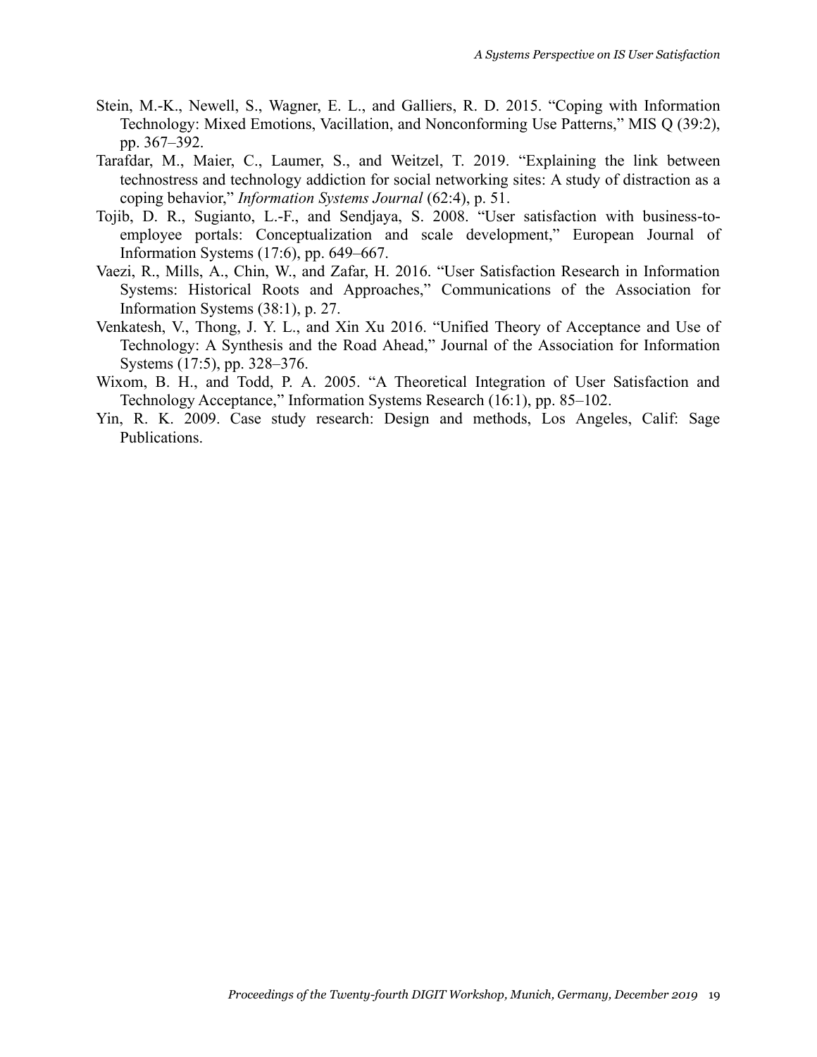Stein, M.-K., Newell, S., Wagner, E. L., and Galliers, R. D. 2015. "Coping with Information Technology: Mixed Emotions, Vacillation, and Nonconforming Use Patterns," MIS Q (39:2), pp. 367–392.

Tarafdar, M., Maier, C., Laumer, S., and Weitzel, T. 2019. "Explaining the link between technostress and technology addiction for social networking sites: A study of distraction as a coping behavior," *Information Systems Journal* (62:4), p. 51.

Tojib, D. R., Sugianto, L.-F., and Sendjaya, S. 2008. "User satisfaction with business-to-employee portals: Conceptualization and scale development," European Journal of Information Systems (17:6), pp. 649–667.

Vaezi, R., Mills, A., Chin, W., and Zafar, H. 2016. "User Satisfaction Research in Information Systems: Historical Roots and Approaches," Communications of the Association for Information Systems (38:1), p. 27.

Venkatesh, V., Thong, J. Y. L., and Xin Xu 2016. "Unified Theory of Acceptance and Use of Technology: A Synthesis and the Road Ahead," Journal of the Association for Information Systems (17:5), pp. 328–376.

Wixom, B. H., and Todd, P. A. 2005. "A Theoretical Integration of User Satisfaction and Technology Acceptance," Information Systems Research (16:1), pp. 85–102.

Yin, R. K. 2009. Case study research: Design and methods, Los Angeles, Calif: Sage Publications.